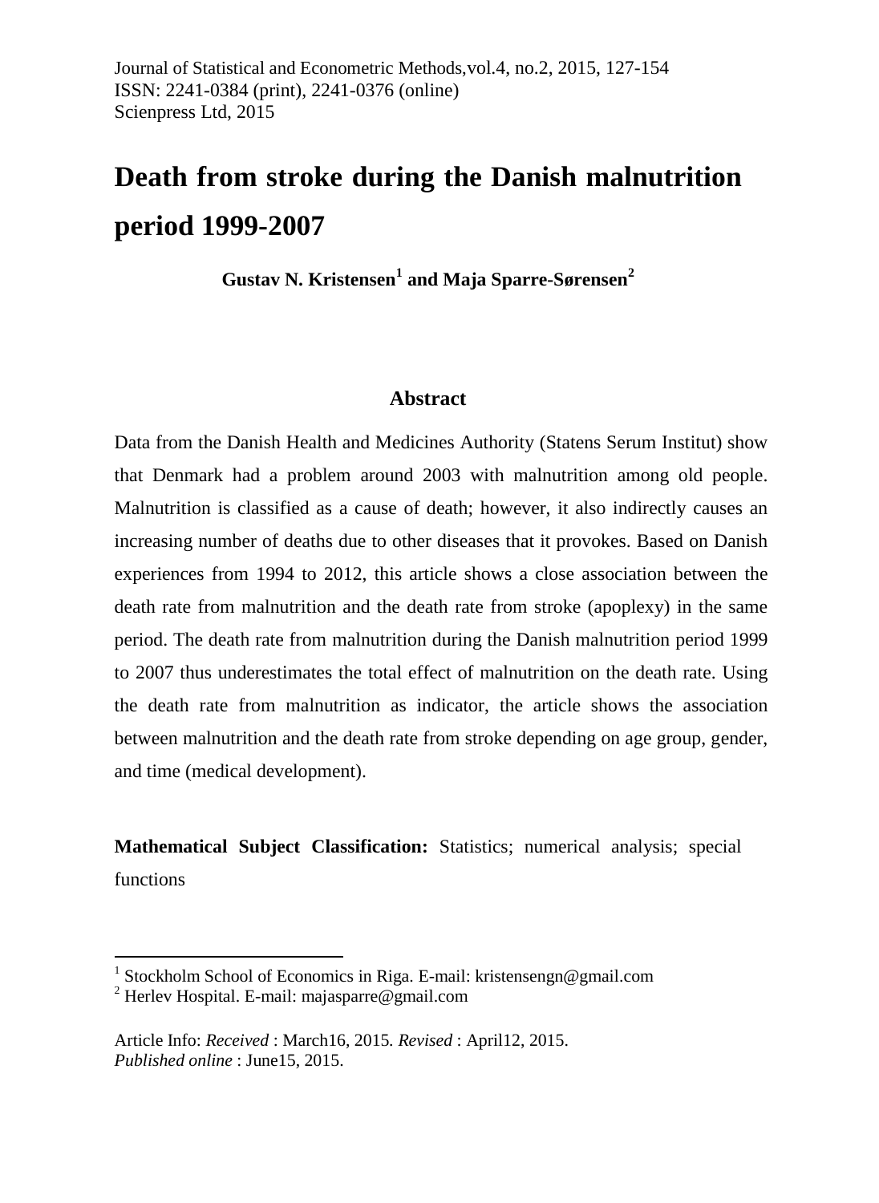Journal of Statistical and Econometric Methods, vol.4, no.2, 2015, 127-154
ISSN: 2241-0384 (print), 2241-0376 (online)
Scienpress Ltd, 2015

# Death from stroke during the Danish malnutrition period 1999-2007

**Gustav N. Kristensen[1] and Maja Sparre-Sørensen[2]**

## Abstract

Data from the Danish Health and Medicines Authority (Statens Serum Institut) show that Denmark had a problem around 2003 with malnutrition among old people. Malnutrition is classified as a cause of death; however, it also indirectly causes an increasing number of deaths due to other diseases that it provokes. Based on Danish experiences from 1994 to 2012, this article shows a close association between the death rate from malnutrition and the death rate from stroke (apoplexy) in the same period. The death rate from malnutrition during the Danish malnutrition period 1999 to 2007 thus underestimates the total effect of malnutrition on the death rate. Using the death rate from malnutrition as indicator, the article shows the association between malnutrition and the death rate from stroke depending on age group, gender, and time (medical development).

**Mathematical Subject Classification:** Statistics; numerical analysis; special functions

---

[1] Stockholm School of Economics in Riga. E-mail: kristensengn@gmail.com
[2] Herlev Hospital. E-mail: majasparre@gmail.com

Article Info: *Received* : March16, 2015. *Revised* : April12, 2015.
*Published online* : June15, 2015.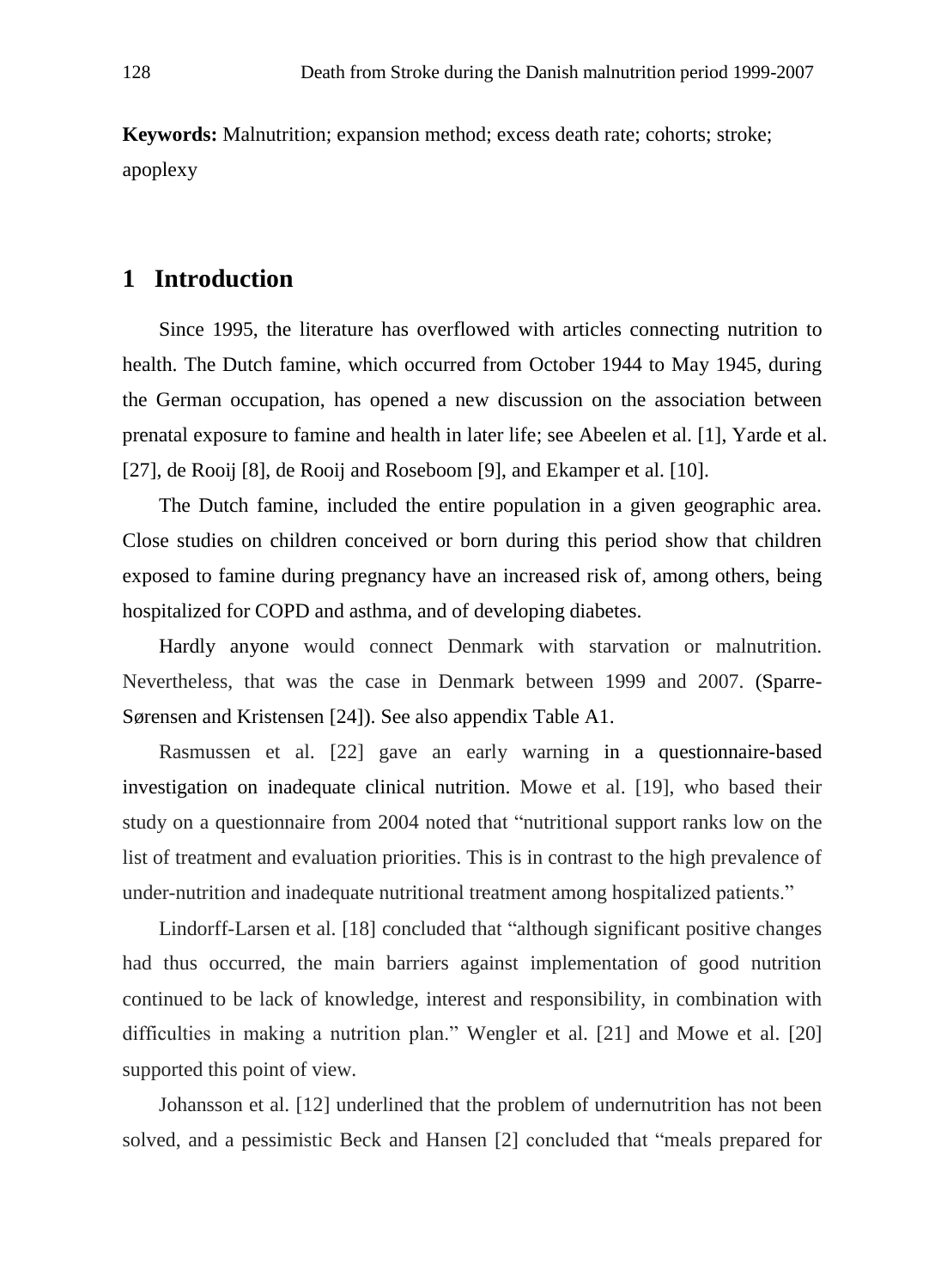**Keywords:** Malnutrition; expansion method; excess death rate; cohorts; stroke; apoplexy

## 1 Introduction

Since 1995, the literature has overflowed with articles connecting nutrition to health. The Dutch famine, which occurred from October 1944 to May 1945, during the German occupation, has opened a new discussion on the association between prenatal exposure to famine and health in later life; see Abeelen et al. [1], Yarde et al. [27], de Rooij [8], de Rooij and Roseboom [9], and Ekamper et al. [10].

The Dutch famine, included the entire population in a given geographic area. Close studies on children conceived or born during this period show that children exposed to famine during pregnancy have an increased risk of, among others, being hospitalized for COPD and asthma, and of developing diabetes.

Hardly anyone would connect Denmark with starvation or malnutrition. Nevertheless, that was the case in Denmark between 1999 and 2007. (Sparre-Sørensen and Kristensen [24]). See also appendix Table A1.

Rasmussen et al. [22] gave an early warning in a questionnaire-based investigation on inadequate clinical nutrition. Mowe et al. [19], who based their study on a questionnaire from 2004 noted that "nutritional support ranks low on the list of treatment and evaluation priorities. This is in contrast to the high prevalence of under-nutrition and inadequate nutritional treatment among hospitalized patients."

Lindorff-Larsen et al. [18] concluded that "although significant positive changes had thus occurred, the main barriers against implementation of good nutrition continued to be lack of knowledge, interest and responsibility, in combination with difficulties in making a nutrition plan." Wengler et al. [21] and Mowe et al. [20] supported this point of view.

Johansson et al. [12] underlined that the problem of undernutrition has not been solved, and a pessimistic Beck and Hansen [2] concluded that "meals prepared for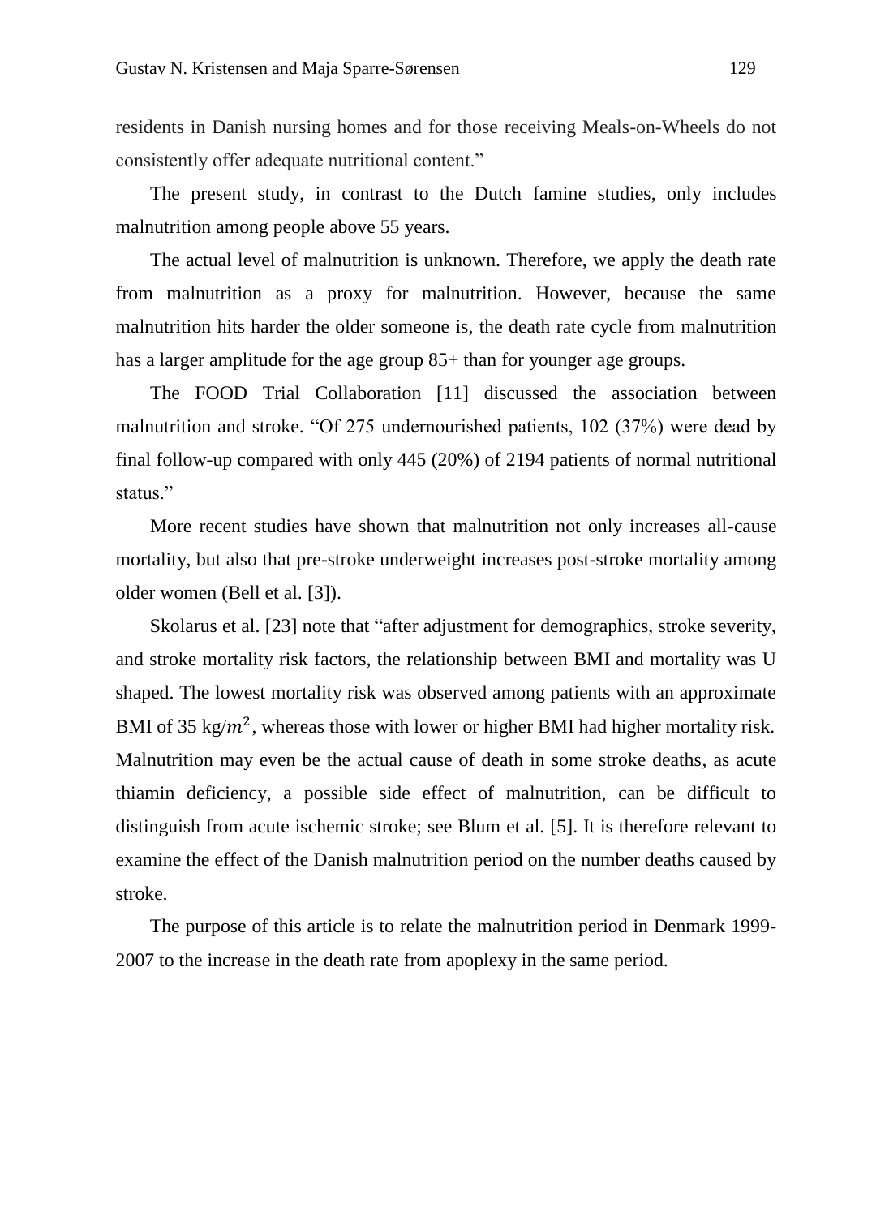residents in Danish nursing homes and for those receiving Meals-on-Wheels do not consistently offer adequate nutritional content."

The present study, in contrast to the Dutch famine studies, only includes malnutrition among people above 55 years.

The actual level of malnutrition is unknown. Therefore, we apply the death rate from malnutrition as a proxy for malnutrition. However, because the same malnutrition hits harder the older someone is, the death rate cycle from malnutrition has a larger amplitude for the age group 85+ than for younger age groups.

The FOOD Trial Collaboration [11] discussed the association between malnutrition and stroke. "Of 275 undernourished patients, 102 (37%) were dead by final follow-up compared with only 445 (20%) of 2194 patients of normal nutritional status."

More recent studies have shown that malnutrition not only increases all-cause mortality, but also that pre-stroke underweight increases post-stroke mortality among older women (Bell et al. [3]).

Skolarus et al. [23] note that "after adjustment for demographics, stroke severity, and stroke mortality risk factors, the relationship between BMI and mortality was U shaped. The lowest mortality risk was observed among patients with an approximate BMI of 35 kg/$m^2$, whereas those with lower or higher BMI had higher mortality risk. Malnutrition may even be the actual cause of death in some stroke deaths, as acute thiamin deficiency, a possible side effect of malnutrition, can be difficult to distinguish from acute ischemic stroke; see Blum et al. [5]. It is therefore relevant to examine the effect of the Danish malnutrition period on the number deaths caused by stroke.

The purpose of this article is to relate the malnutrition period in Denmark 1999-2007 to the increase in the death rate from apoplexy in the same period.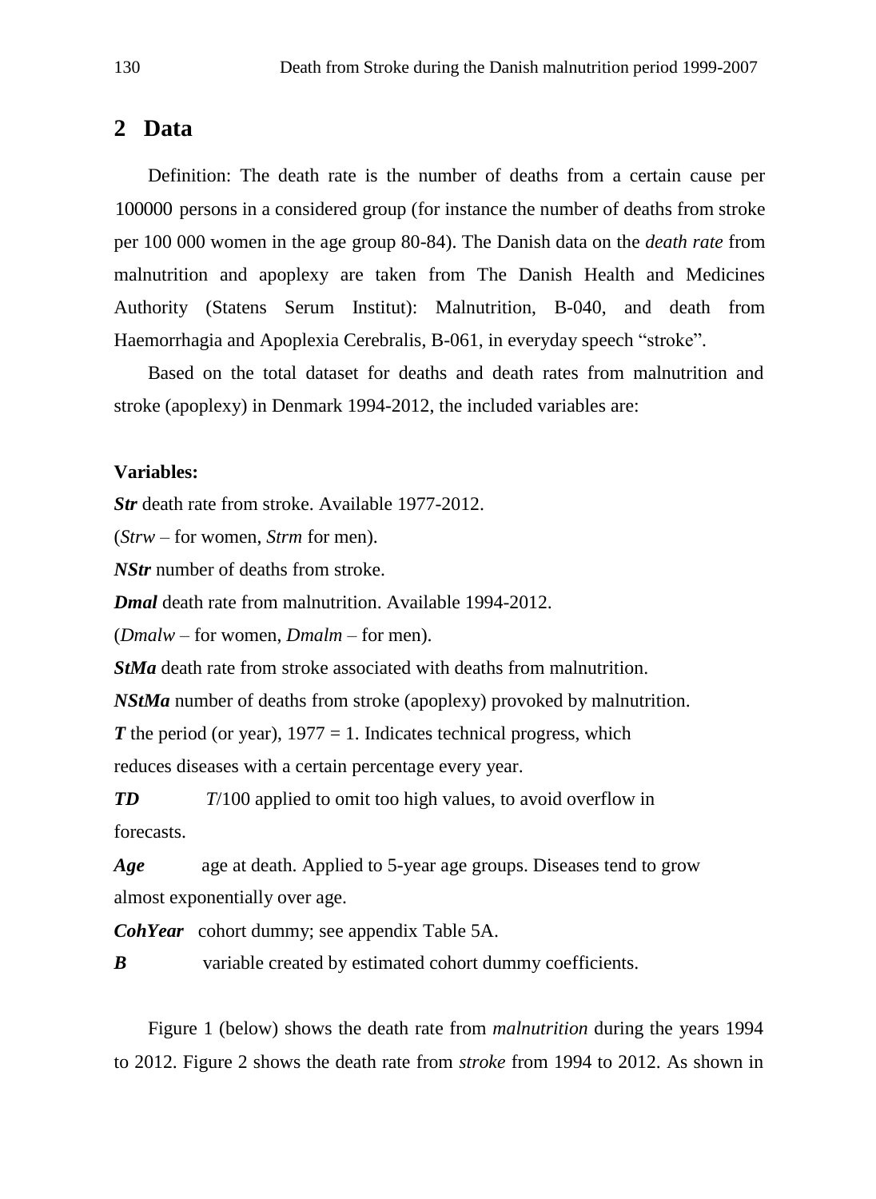## 2 Data

Definition: The death rate is the number of deaths from a certain cause per 100000 persons in a considered group (for instance the number of deaths from stroke per 100 000 women in the age group 80-84). The Danish data on the *death rate* from malnutrition and apoplexy are taken from The Danish Health and Medicines Authority (Statens Serum Institut): Malnutrition, B-040, and death from Haemorrhagia and Apoplexia Cerebralis, B-061, in everyday speech "stroke".

Based on the total dataset for deaths and death rates from malnutrition and stroke (apoplexy) in Denmark 1994-2012, the included variables are:

**Variables:**

***Str*** death rate from stroke. Available 1977-2012.

(*Strw* – for women, *Strm* for men).

***NStr*** number of deaths from stroke.

***Dmal*** death rate from malnutrition. Available 1994-2012.

(*Dmalw* – for women, *Dmalm* – for men).

***StMa*** death rate from stroke associated with deaths from malnutrition.

***NStMa*** number of deaths from stroke (apoplexy) provoked by malnutrition.

***T*** the period (or year), 1977 = 1. Indicates technical progress, which reduces diseases with a certain percentage every year.

***TD*** *T*/100 applied to omit too high values, to avoid overflow in forecasts.

***Age*** age at death. Applied to 5-year age groups. Diseases tend to grow almost exponentially over age.

***CohYear*** cohort dummy; see appendix Table 5A.

***B*** variable created by estimated cohort dummy coefficients.

Figure 1 (below) shows the death rate from *malnutrition* during the years 1994 to 2012. Figure 2 shows the death rate from *stroke* from 1994 to 2012. As shown in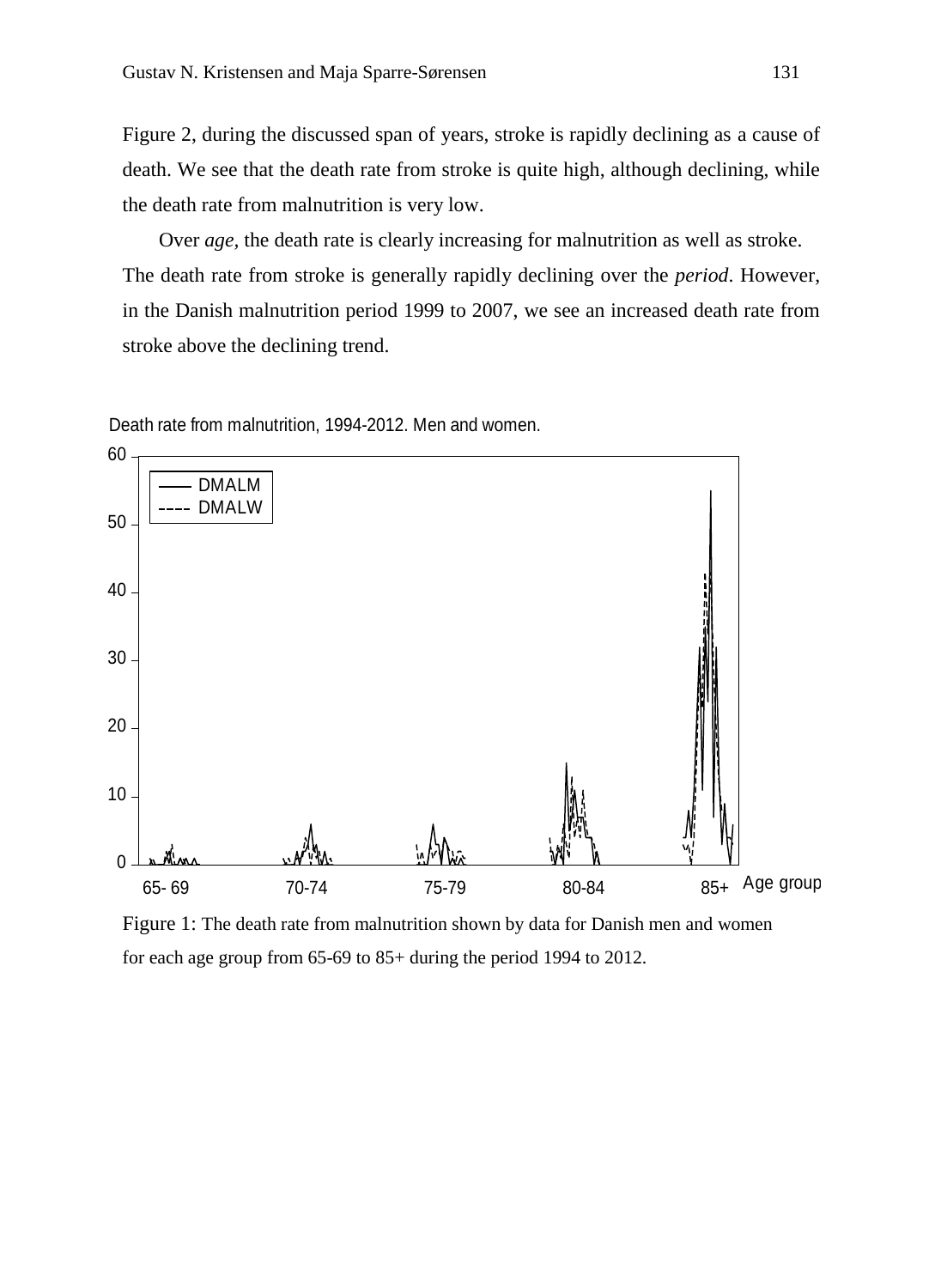Figure 2, during the discussed span of years, stroke is rapidly declining as a cause of death. We see that the death rate from stroke is quite high, although declining, while the death rate from malnutrition is very low.

Over *age*, the death rate is clearly increasing for malnutrition as well as stroke. The death rate from stroke is generally rapidly declining over the *period*. However, in the Danish malnutrition period 1999 to 2007, we see an increased death rate from stroke above the declining trend.

Death rate from malnutrition, 1994-2012. Men and women.

Figure 1: The death rate from malnutrition shown by data for Danish men and women for each age group from 65-69 to 85+ during the period 1994 to 2012.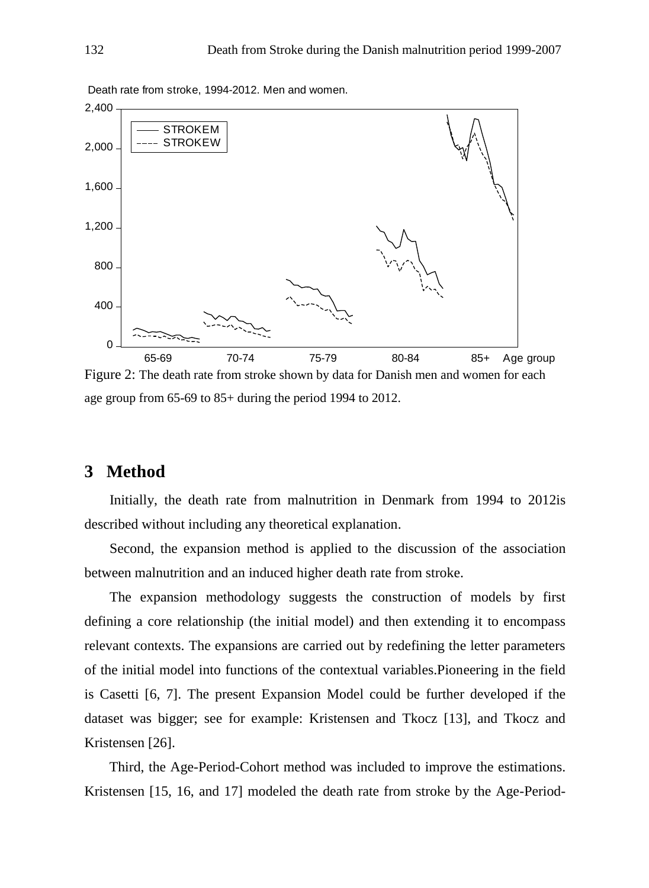Death rate from stroke, 1994-2012. Men and women.

Figure 2: The death rate from stroke shown by data for Danish men and women for each age group from 65-69 to 85+ during the period 1994 to 2012.

## 3 Method

Initially, the death rate from malnutrition in Denmark from 1994 to 2012is described without including any theoretical explanation.

Second, the expansion method is applied to the discussion of the association between malnutrition and an induced higher death rate from stroke.

The expansion methodology suggests the construction of models by first defining a core relationship (the initial model) and then extending it to encompass relevant contexts. The expansions are carried out by redefining the letter parameters of the initial model into functions of the contextual variables.Pioneering in the field is Casetti [6, 7]. The present Expansion Model could be further developed if the dataset was bigger; see for example: Kristensen and Tkocz [13], and Tkocz and Kristensen [26].

Third, the Age-Period-Cohort method was included to improve the estimations. Kristensen [15, 16, and 17] modeled the death rate from stroke by the Age-Period-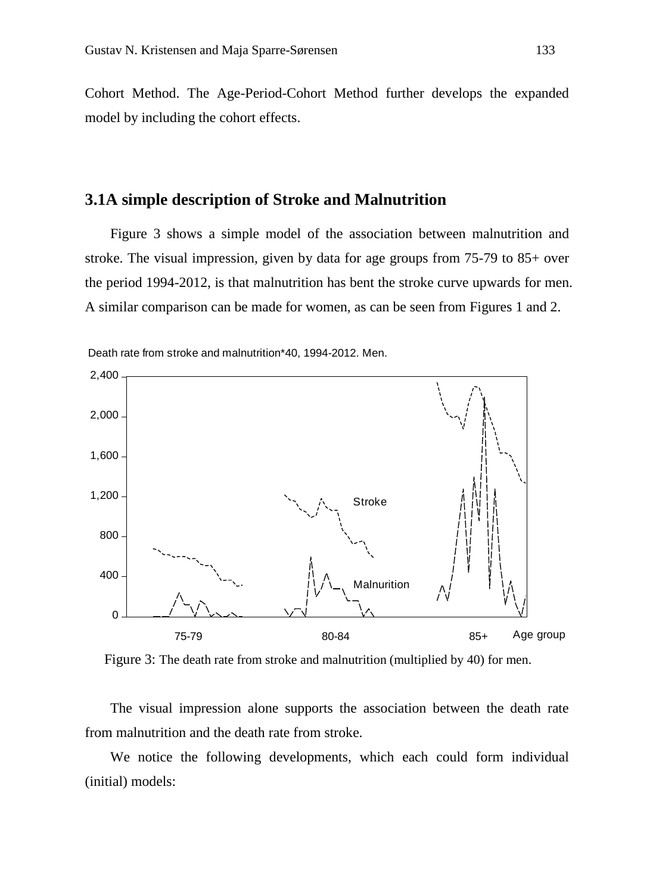Cohort Method. The Age-Period-Cohort Method further develops the expanded model by including the cohort effects.

## 3.1A simple description of Stroke and Malnutrition

Figure 3 shows a simple model of the association between malnutrition and stroke. The visual impression, given by data for age groups from 75-79 to 85+ over the period 1994-2012, is that malnutrition has bent the stroke curve upwards for men. A similar comparison can be made for women, as can be seen from Figures 1 and 2.

Figure 3: The death rate from stroke and malnutrition (multiplied by 40) for men.

The visual impression alone supports the association between the death rate from malnutrition and the death rate from stroke.

We notice the following developments, which each could form individual (initial) models: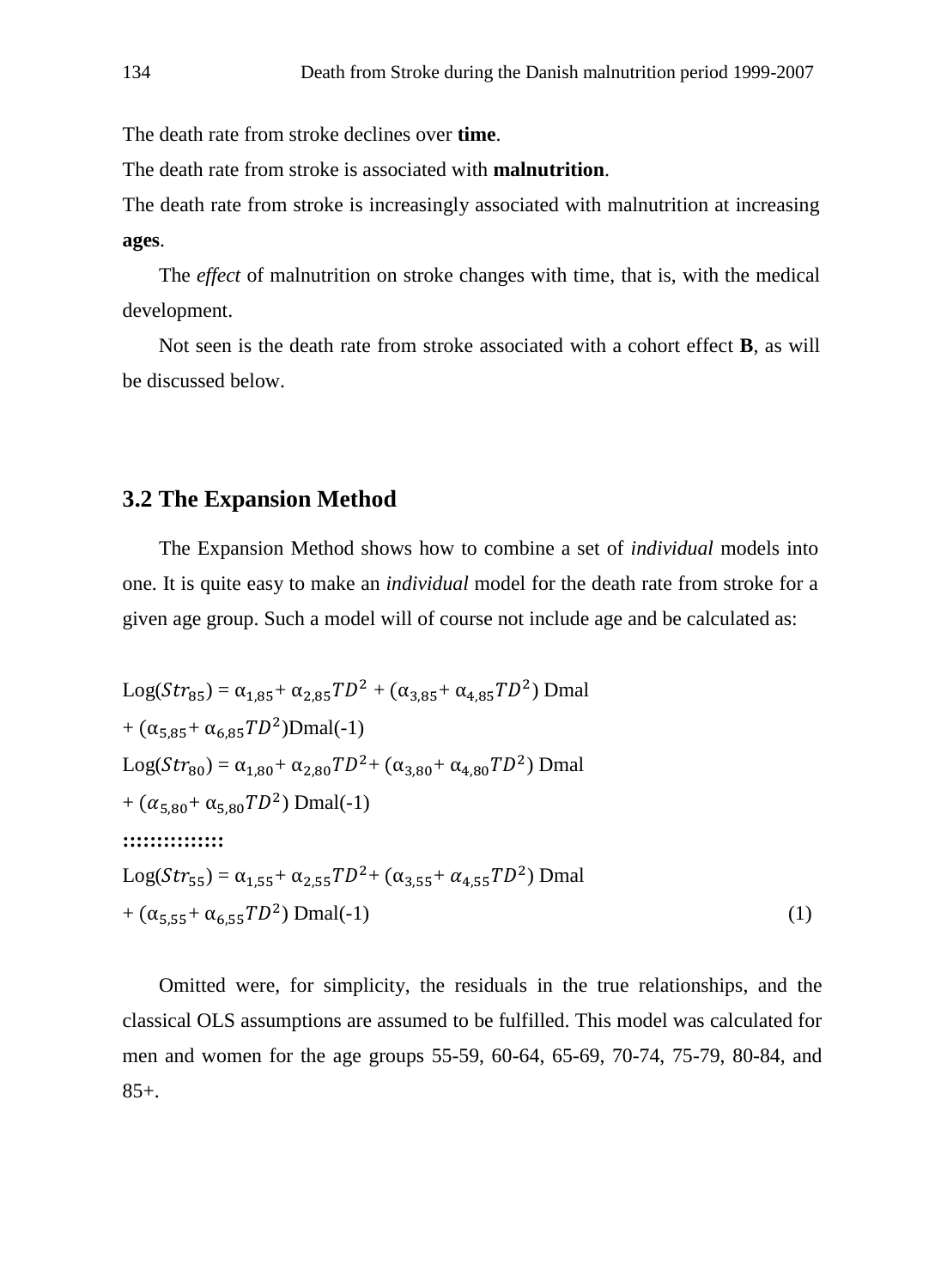The death rate from stroke declines over **time**.

The death rate from stroke is associated with **malnutrition**.

The death rate from stroke is increasingly associated with malnutrition at increasing **ages**.

The *effect* of malnutrition on stroke changes with time, that is, with the medical development.

Not seen is the death rate from stroke associated with a cohort effect **B**, as will be discussed below.

## 3.2 The Expansion Method

The Expansion Method shows how to combine a set of *individual* models into one. It is quite easy to make an *individual* model for the death rate from stroke for a given age group. Such a model will of course not include age and be calculated as:

$$
\begin{aligned}
\text{Log}(Str_{85}) &= \alpha_{1,85} + \alpha_{2,85} TD^2 + (\alpha_{3,85} + \alpha_{4,85} TD^2)\ \text{Dmal} \\
&+ (\alpha_{5,85} + \alpha_{6,85} TD^2)\text{Dmal(-1)} \\
\text{Log}(Str_{80}) &= \alpha_{1,80} + \alpha_{2,80} TD^2 + (\alpha_{3,80} + \alpha_{4,80} TD^2)\ \text{Dmal} \\
&+ (\alpha_{5,80} + \alpha_{5,80} TD^2)\ \text{Dmal(-1)} \\
&:::::::::::::: \\
\text{Log}(Str_{55}) &= \alpha_{1,55} + \alpha_{2,55} TD^2 + (\alpha_{3,55} + \alpha_{4,55} TD^2)\ \text{Dmal} \\
&+ (\alpha_{5,55} + \alpha_{6,55} TD^2)\ \text{Dmal(-1)} \qquad (1)
\end{aligned}
$$

Omitted were, for simplicity, the residuals in the true relationships, and the classical OLS assumptions are assumed to be fulfilled. This model was calculated for men and women for the age groups 55-59, 60-64, 65-69, 70-74, 75-79, 80-84, and 85+.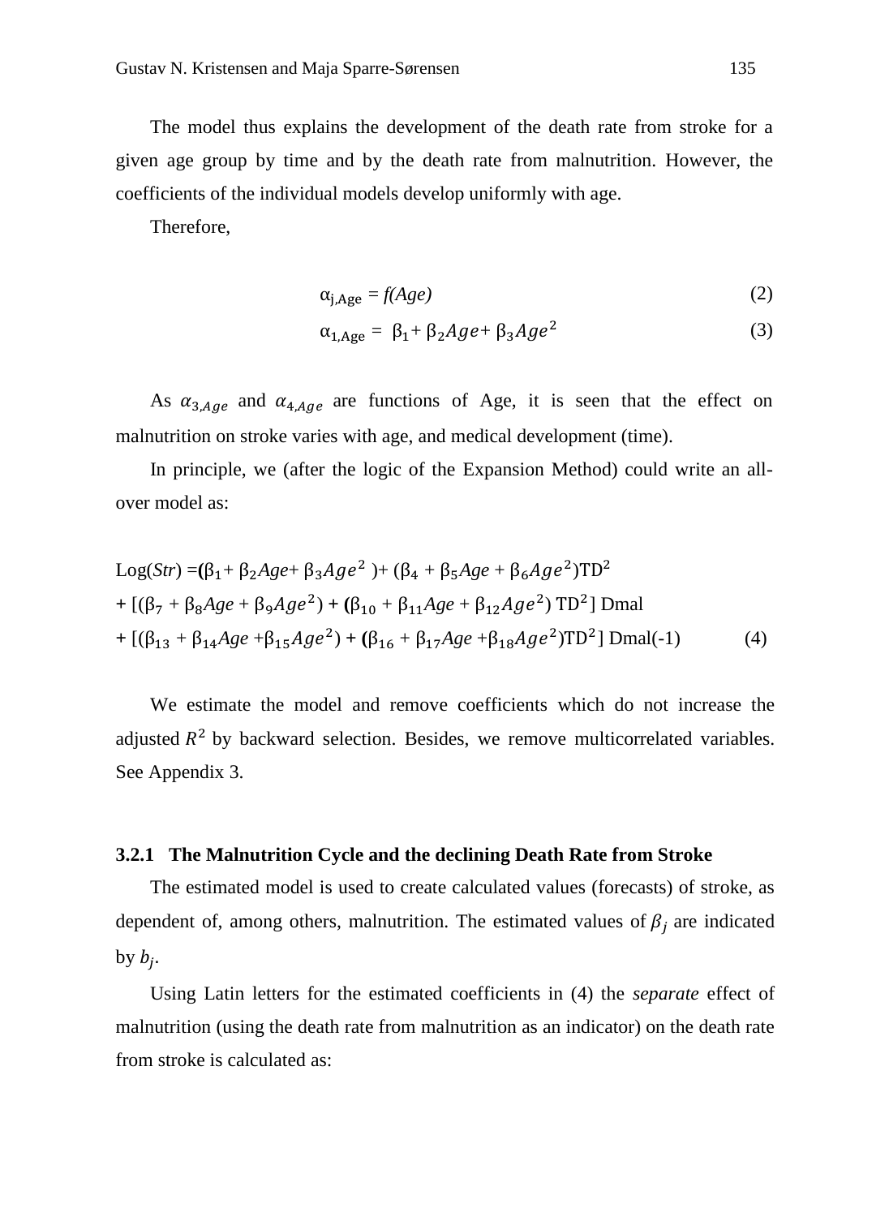The model thus explains the development of the death rate from stroke for a given age group by time and by the death rate from malnutrition. However, the coefficients of the individual models develop uniformly with age.

Therefore,

$$\alpha_{\mathrm{j,Age}} = f(Age) \tag{2}$$

$$\alpha_{\mathrm{1,Age}} = \beta_1 + \beta_2 Age + \beta_3 Age^2 \tag{3}$$

As $\alpha_{3,Age}$ and $\alpha_{4,Age}$ are functions of Age, it is seen that the effect on malnutrition on stroke varies with age, and medical development (time).

In principle, we (after the logic of the Expansion Method) could write an all-over model as:

$$\begin{aligned}
\mathrm{Log}(Str) = {} & (\beta_1 + \beta_2 Age + \beta_3 Age^2) + (\beta_4 + \beta_5 Age + \beta_6 Age^2)\mathrm{TD}^2 \\
& + [(\beta_7 + \beta_8 Age + \beta_9 Age^2) + (\beta_{10} + \beta_{11} Age + \beta_{12} Age^2)\,\mathrm{TD}^2]\ \mathrm{Dmal} \\
& + [(\beta_{13} + \beta_{14} Age + \beta_{15} Age^2) + (\beta_{16} + \beta_{17} Age + \beta_{18} Age^2)\mathrm{TD}^2]\ \mathrm{Dmal}(-1)
\end{aligned} \tag{4}$$

We estimate the model and remove coefficients which do not increase the adjusted $R^2$ by backward selection. Besides, we remove multicorrelated variables. See Appendix 3.

### 3.2.1 The Malnutrition Cycle and the declining Death Rate from Stroke

The estimated model is used to create calculated values (forecasts) of stroke, as dependent of, among others, malnutrition. The estimated values of $\beta_j$ are indicated by $b_j$.

Using Latin letters for the estimated coefficients in (4) the *separate* effect of malnutrition (using the death rate from malnutrition as an indicator) on the death rate from stroke is calculated as: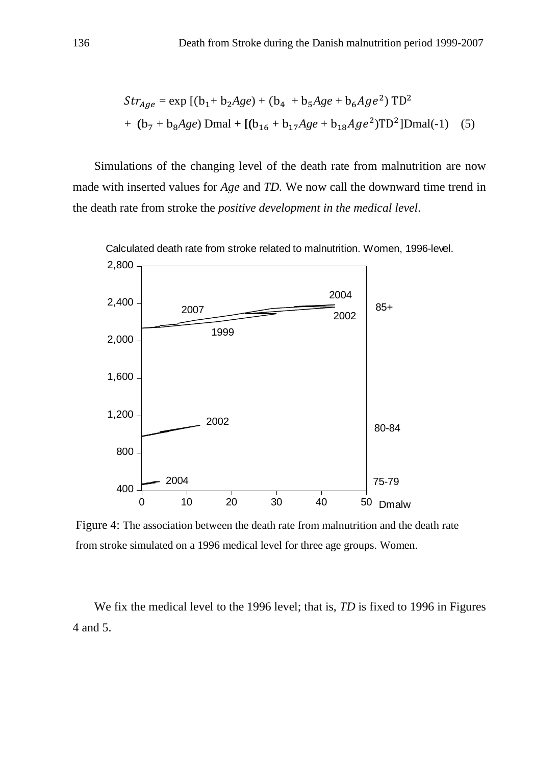$$Str_{Age} = \exp\,[(b_1 + b_2 Age) + (b_4 + b_5 Age + b_6 Age^2)\,\mathrm{TD}^2 + (b_7 + b_8 Age)\,\mathrm{Dmal} + [(b_{16} + b_{17} Age + b_{18} Age^2)\mathrm{TD}^2]\mathrm{Dmal}(-1) \quad (5)$$

Simulations of the changing level of the death rate from malnutrition are now made with inserted values for *Age* and *TD.* We now call the downward time trend in the death rate from stroke the *positive development in the medical level*.

Calculated death rate from stroke related to malnutrition. Women, 1996-level.

Figure 4: The association between the death rate from malnutrition and the death rate from stroke simulated on a 1996 medical level for three age groups. Women.

We fix the medical level to the 1996 level; that is, *TD* is fixed to 1996 in Figures 4 and 5.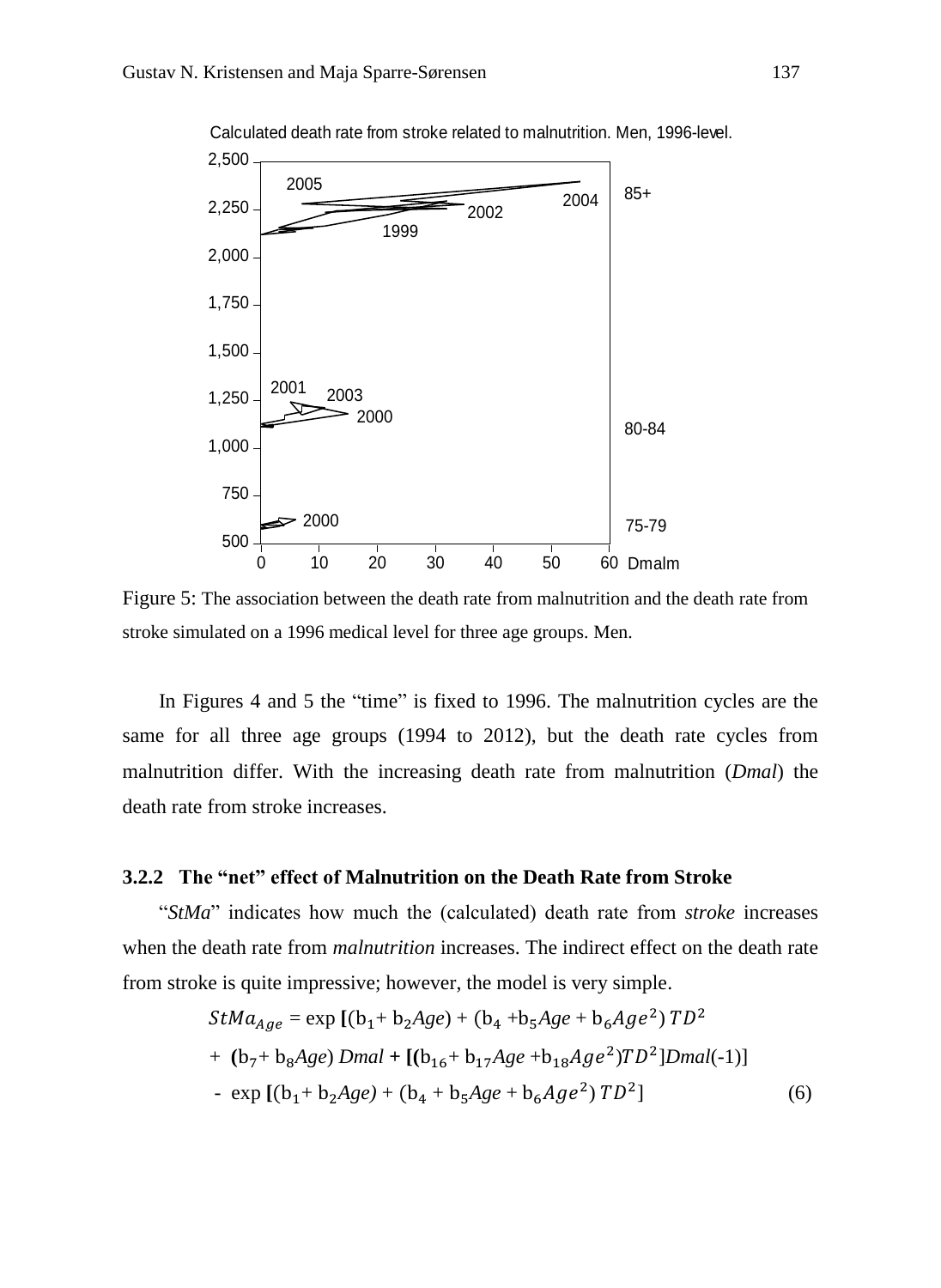Figure 5: The association between the death rate from malnutrition and the death rate from stroke simulated on a 1996 medical level for three age groups. Men.

In Figures 4 and 5 the "time" is fixed to 1996. The malnutrition cycles are the same for all three age groups (1994 to 2012), but the death rate cycles from malnutrition differ. With the increasing death rate from malnutrition (*Dmal*) the death rate from stroke increases.

### 3.2.2 The "net" effect of Malnutrition on the Death Rate from Stroke

"*StMa*" indicates how much the (calculated) death rate from *stroke* increases when the death rate from *malnutrition* increases. The indirect effect on the death rate from stroke is quite impressive; however, the model is very simple.

$$
\begin{aligned}
StMa_{Age} &= \exp\,[(b_1 + b_2 Age) + (b_4 + b_5 Age + b_6 Age^2)\,TD^2 \\
&\quad + (b_7 + b_8 Age)\,Dmal + [(b_{16} + b_{17} Age + b_{18} Age^2) TD^2]Dmal(-1)] \\
&\quad - \exp\,[(b_1 + b_2 Age) + (b_4 + b_5 Age + b_6 Age^2)\,TD^2] \qquad (6)
\end{aligned}
$$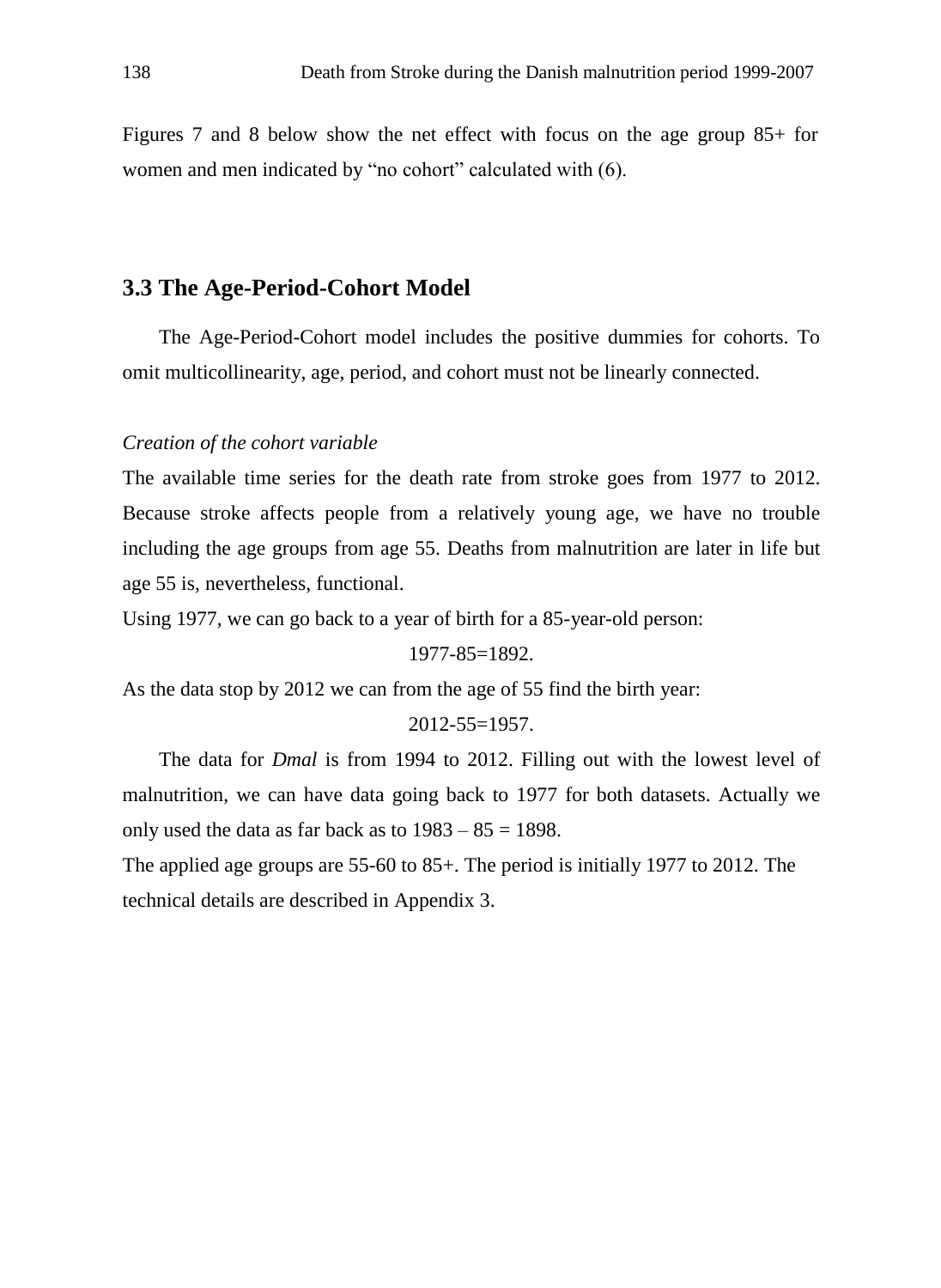Figures 7 and 8 below show the net effect with focus on the age group 85+ for women and men indicated by "no cohort" calculated with (6).

## 3.3 The Age-Period-Cohort Model

The Age-Period-Cohort model includes the positive dummies for cohorts. To omit multicollinearity, age, period, and cohort must not be linearly connected.

*Creation of the cohort variable*

The available time series for the death rate from stroke goes from 1977 to 2012. Because stroke affects people from a relatively young age, we have no trouble including the age groups from age 55. Deaths from malnutrition are later in life but age 55 is, nevertheless, functional.

Using 1977, we can go back to a year of birth for a 85-year-old person:

$$1977-85=1892.$$

As the data stop by 2012 we can from the age of 55 find the birth year:

$$2012-55=1957.$$

The data for *Dmal* is from 1994 to 2012. Filling out with the lowest level of malnutrition, we can have data going back to 1977 for both datasets. Actually we only used the data as far back as to $1983 - 85 = 1898$.

The applied age groups are 55-60 to 85+. The period is initially 1977 to 2012. The technical details are described in Appendix 3.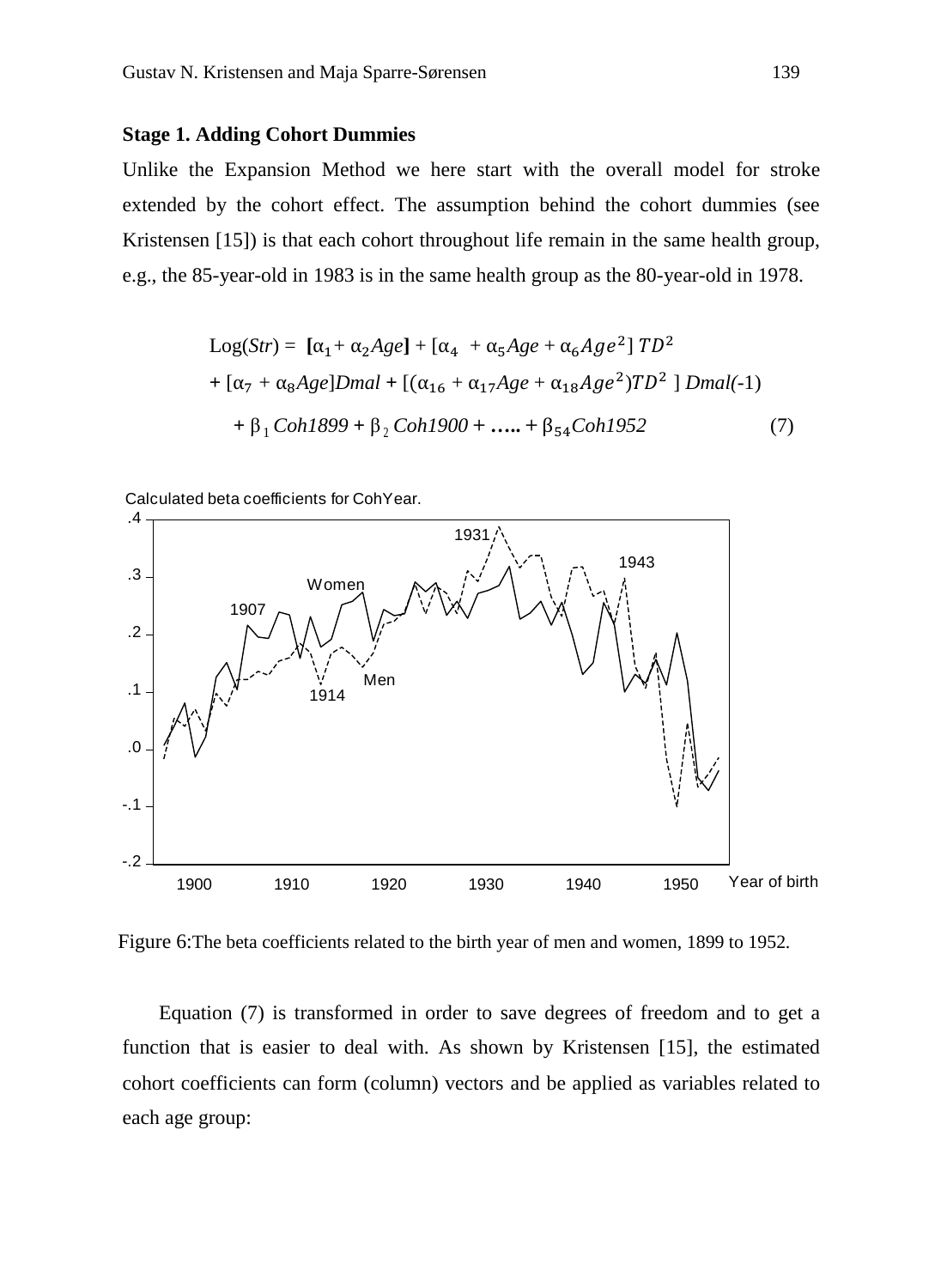**Stage 1. Adding Cohort Dummies**

Unlike the Expansion Method we here start with the overall model for stroke extended by the cohort effect. The assumption behind the cohort dummies (see Kristensen [15]) is that each cohort throughout life remain in the same health group, e.g., the 85-year-old in 1983 is in the same health group as the 80-year-old in 1978.

$$\begin{aligned}
\text{Log}(Str) = &\ [\alpha_1 + \alpha_2 Age] + [\alpha_4 + \alpha_5 Age + \alpha_6 Age^2]\, TD^2 \\
&+ [\alpha_7 + \alpha_8 Age]Dmal + [(\alpha_{16} + \alpha_{17} Age + \alpha_{18} Age^2) TD^2\ ]\ Dmal(-1) \\
&+ \beta_1\, Coh1899 + \beta_2\, Coh1900 + \ldots.. + \beta_{54} Coh1952 \qquad (7)
\end{aligned}$$

Figure 6: The beta coefficients related to the birth year of men and women, 1899 to 1952.

Equation (7) is transformed in order to save degrees of freedom and to get a function that is easier to deal with. As shown by Kristensen [15], the estimated cohort coefficients can form (column) vectors and be applied as variables related to each age group: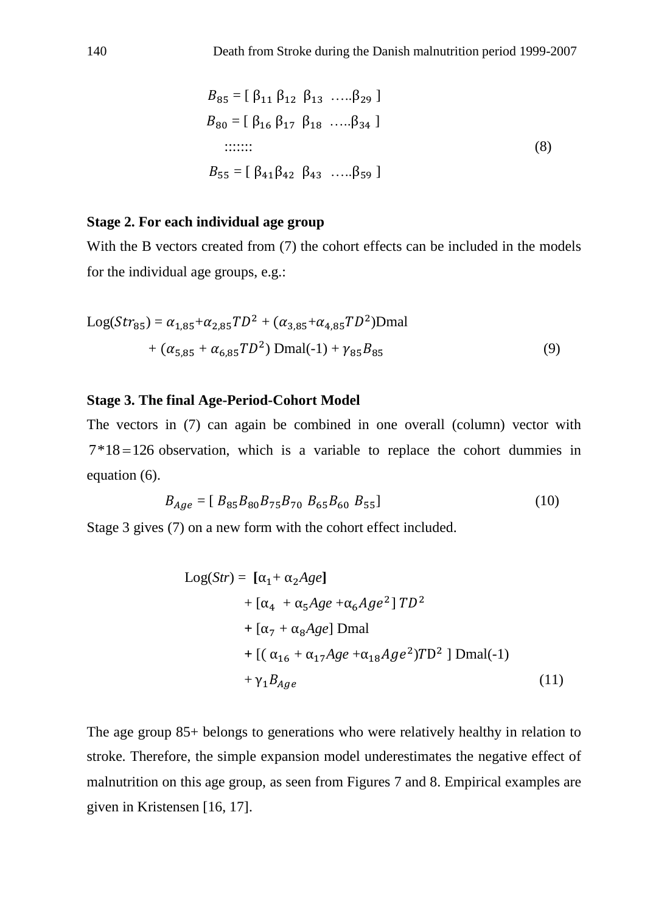$$B_{85} = [\ \beta_{11}\ \beta_{12}\ \ \beta_{13}\ \ \ldots..\beta_{29}\ ]$$
$$B_{80} = [\ \beta_{16}\ \beta_{17}\ \ \beta_{18}\ \ \ldots..\beta_{34}\ ]$$
$$:::::::$$
$$B_{55} = [\ \beta_{41}\beta_{42}\ \ \beta_{43}\ \ \ldots..\beta_{59}\ ] \tag{8}$$

**Stage 2. For each individual age group**

With the B vectors created from (7) the cohort effects can be included in the models for the individual age groups, e.g.:

$$\text{Log}(Str_{85}) = \alpha_{1,85} + \alpha_{2,85}TD^2 + (\alpha_{3,85} + \alpha_{4,85}TD^2)\text{Dmal} + (\alpha_{5,85} + \alpha_{6,85}TD^2)\ \text{Dmal}(-1) + \gamma_{85}B_{85} \tag{9}$$

**Stage 3. The final Age-Period-Cohort Model**

The vectors in (7) can again be combined in one overall (column) vector with $7*18 = 126$ observation, which is a variable to replace the cohort dummies in equation (6).

$$B_{Age} = [\ B_{85}B_{80}B_{75}B_{70}\ B_{65}B_{60}\ B_{55}] \tag{10}$$

Stage 3 gives (7) on a new form with the cohort effect included.

$$\begin{aligned}
\text{Log}(Str) = \ & [\alpha_1 + \alpha_2 Age] \\
& + [\alpha_4 \ + \alpha_5 Age + \alpha_6 Age^2]\ TD^2 \\
& + [\alpha_7 + \alpha_8 Age]\ \text{Dmal} \\
& + [(\ \alpha_{16} + \alpha_{17}Age + \alpha_{18}Age^2)T\text{D}^2\ ]\ \text{Dmal}(-1) \\
& + \gamma_1 B_{Age}
\end{aligned} \tag{11}$$

The age group 85+ belongs to generations who were relatively healthy in relation to stroke. Therefore, the simple expansion model underestimates the negative effect of malnutrition on this age group, as seen from Figures 7 and 8. Empirical examples are given in Kristensen [16, 17].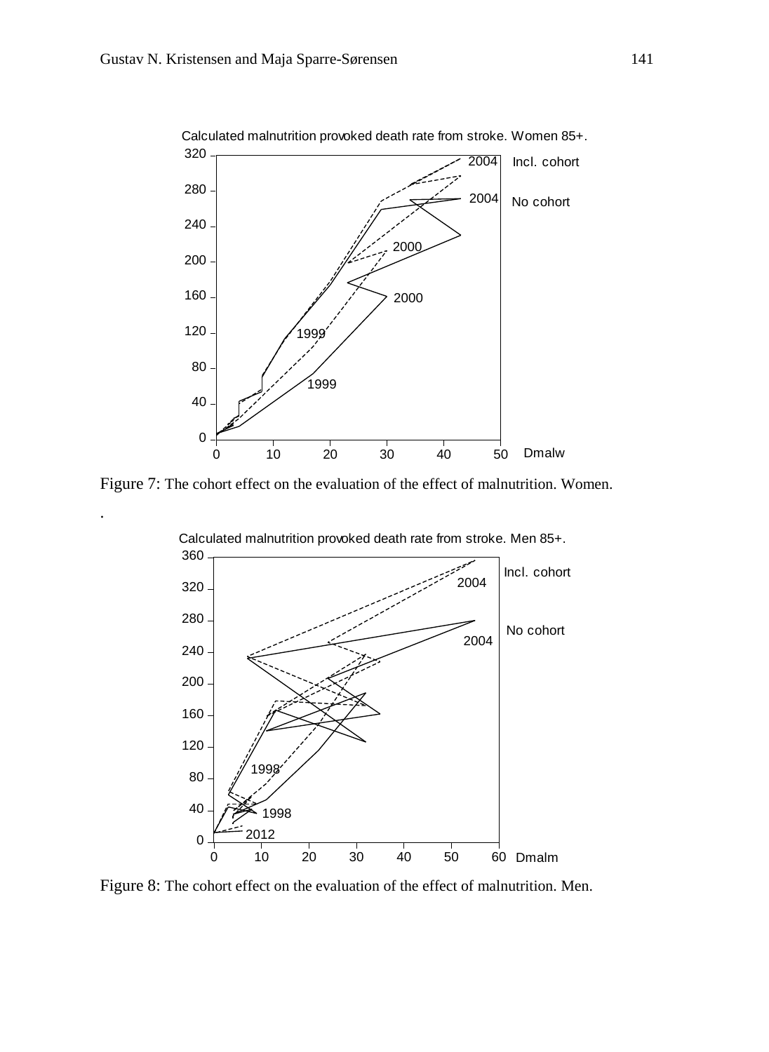Figure 7: The cohort effect on the evaluation of the effect of malnutrition. Women.

.

Figure 8: The cohort effect on the evaluation of the effect of malnutrition. Men.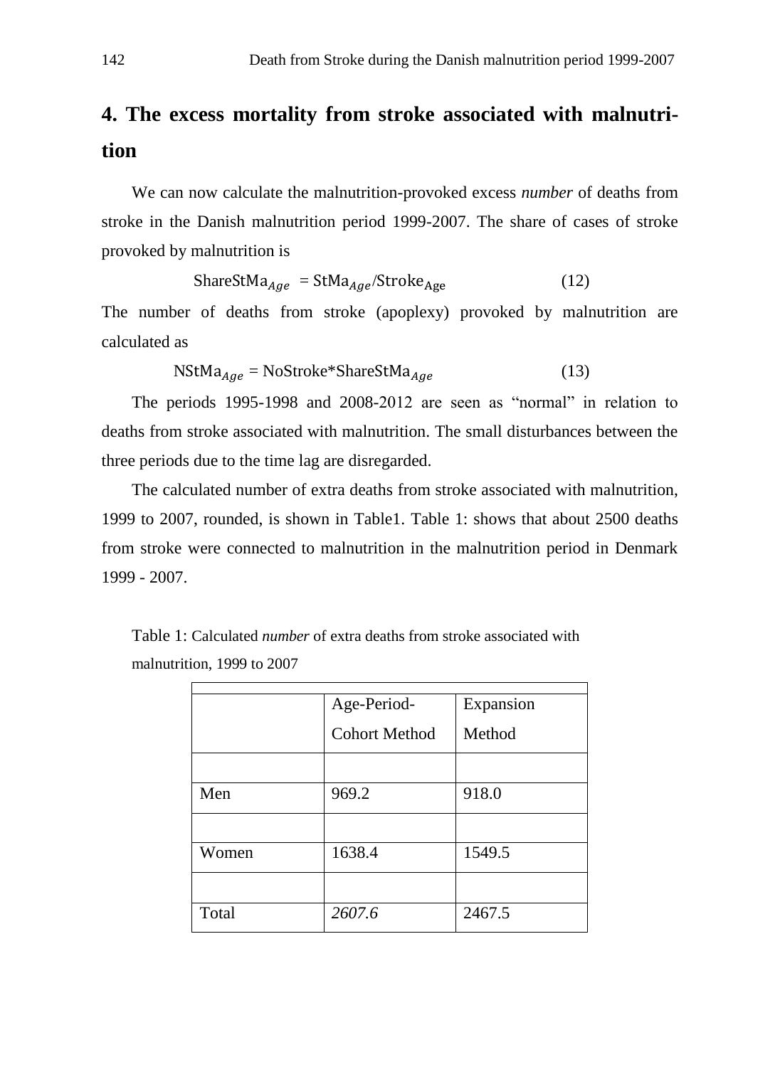# 4. The excess mortality from stroke associated with malnutrition

We can now calculate the malnutrition-provoked excess *number* of deaths from stroke in the Danish malnutrition period 1999-2007. The share of cases of stroke provoked by malnutrition is

$$\text{ShareStMa}_{Age} = \text{StMa}_{Age}/\text{Stroke}_{\text{Age}} \qquad (12)$$

The number of deaths from stroke (apoplexy) provoked by malnutrition are calculated as

$$\text{NStMa}_{Age} = \text{NoStroke*ShareStMa}_{Age} \qquad (13)$$

The periods 1995-1998 and 2008-2012 are seen as "normal" in relation to deaths from stroke associated with malnutrition. The small disturbances between the three periods due to the time lag are disregarded.

The calculated number of extra deaths from stroke associated with malnutrition, 1999 to 2007, rounded, is shown in Table1. Table 1: shows that about 2500 deaths from stroke were connected to malnutrition in the malnutrition period in Denmark 1999 - 2007.

Table 1: Calculated *number* of extra deaths from stroke associated with malnutrition, 1999 to 2007

| | Age-Period-Cohort Method | Expansion Method |
|---|---|---|
| | | |
| Men | 969.2 | 918.0 |
| | | |
| Women | 1638.4 | 1549.5 |
| | | |
| Total | *2607.6* | 2467.5 |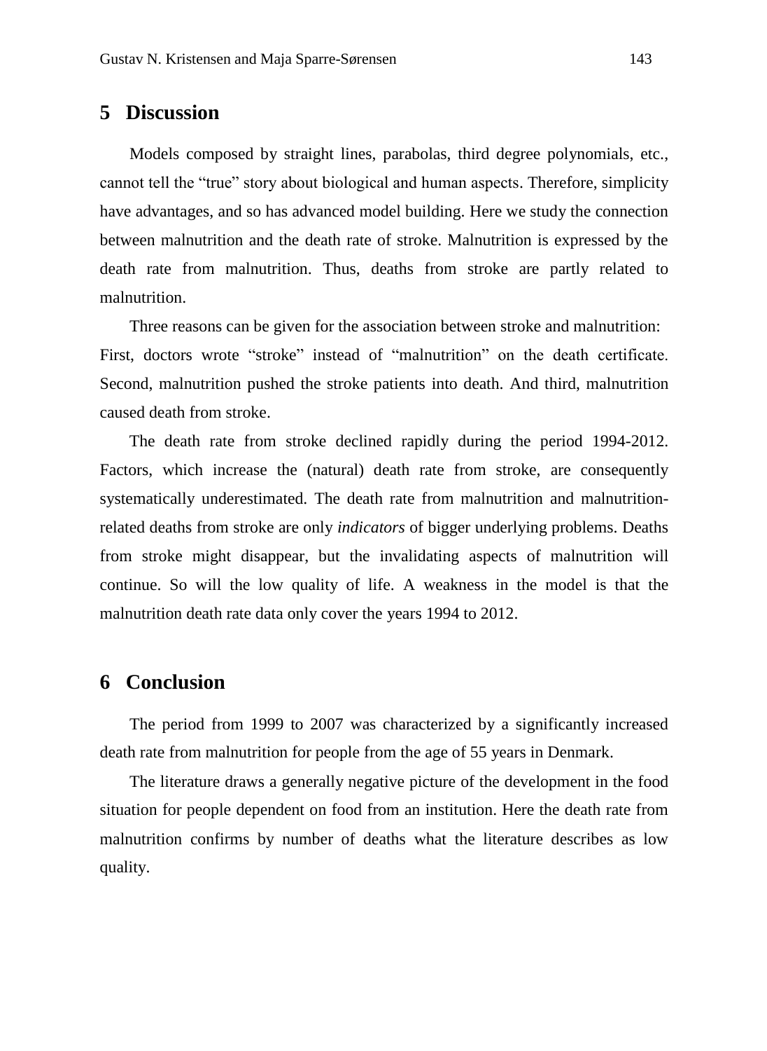## 5 Discussion

Models composed by straight lines, parabolas, third degree polynomials, etc., cannot tell the "true" story about biological and human aspects. Therefore, simplicity have advantages, and so has advanced model building. Here we study the connection between malnutrition and the death rate of stroke. Malnutrition is expressed by the death rate from malnutrition. Thus, deaths from stroke are partly related to malnutrition.

Three reasons can be given for the association between stroke and malnutrition: First, doctors wrote "stroke" instead of "malnutrition" on the death certificate. Second, malnutrition pushed the stroke patients into death. And third, malnutrition caused death from stroke.

The death rate from stroke declined rapidly during the period 1994-2012. Factors, which increase the (natural) death rate from stroke, are consequently systematically underestimated. The death rate from malnutrition and malnutrition-related deaths from stroke are only *indicators* of bigger underlying problems. Deaths from stroke might disappear, but the invalidating aspects of malnutrition will continue. So will the low quality of life. A weakness in the model is that the malnutrition death rate data only cover the years 1994 to 2012.

## 6 Conclusion

The period from 1999 to 2007 was characterized by a significantly increased death rate from malnutrition for people from the age of 55 years in Denmark.

The literature draws a generally negative picture of the development in the food situation for people dependent on food from an institution. Here the death rate from malnutrition confirms by number of deaths what the literature describes as low quality.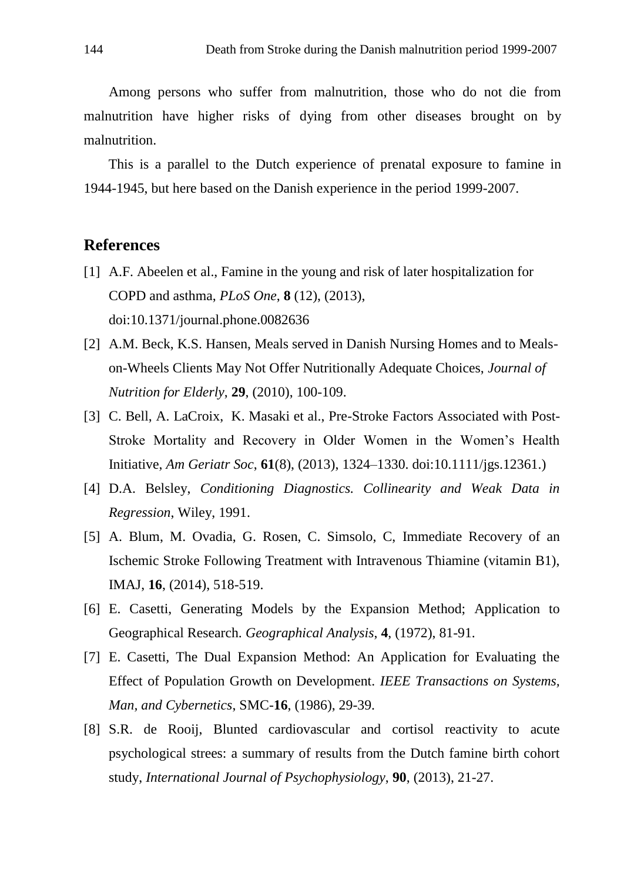Among persons who suffer from malnutrition, those who do not die from malnutrition have higher risks of dying from other diseases brought on by malnutrition.

This is a parallel to the Dutch experience of prenatal exposure to famine in 1944-1945, but here based on the Danish experience in the period 1999-2007.

## References

[1] A.F. Abeelen et al., Famine in the young and risk of later hospitalization for COPD and asthma, *PLoS One*, **8** (12), (2013), doi:10.1371/journal.phone.0082636

[2] A.M. Beck, K.S. Hansen, Meals served in Danish Nursing Homes and to Meals-on-Wheels Clients May Not Offer Nutritionally Adequate Choices, *Journal of Nutrition for Elderly*, **29**, (2010), 100-109.

[3] C. Bell, A. LaCroix, K. Masaki et al., Pre-Stroke Factors Associated with Post-Stroke Mortality and Recovery in Older Women in the Women's Health Initiative, *Am Geriatr Soc*, **61**(8), (2013), 1324–1330. doi:10.1111/jgs.12361.)

[4] D.A. Belsley, *Conditioning Diagnostics. Collinearity and Weak Data in Regression*, Wiley, 1991.

[5] A. Blum, M. Ovadia, G. Rosen, C. Simsolo, C, Immediate Recovery of an Ischemic Stroke Following Treatment with Intravenous Thiamine (vitamin B1), IMAJ, **16**, (2014), 518-519.

[6] E. Casetti, Generating Models by the Expansion Method; Application to Geographical Research. *Geographical Analysis*, **4**, (1972), 81-91.

[7] E. Casetti, The Dual Expansion Method: An Application for Evaluating the Effect of Population Growth on Development. *IEEE Transactions on Systems, Man, and Cybernetics*, SMC-**16**, (1986), 29-39.

[8] S.R. de Rooij, Blunted cardiovascular and cortisol reactivity to acute psychological strees: a summary of results from the Dutch famine birth cohort study, *International Journal of Psychophysiology*, **90**, (2013), 21-27.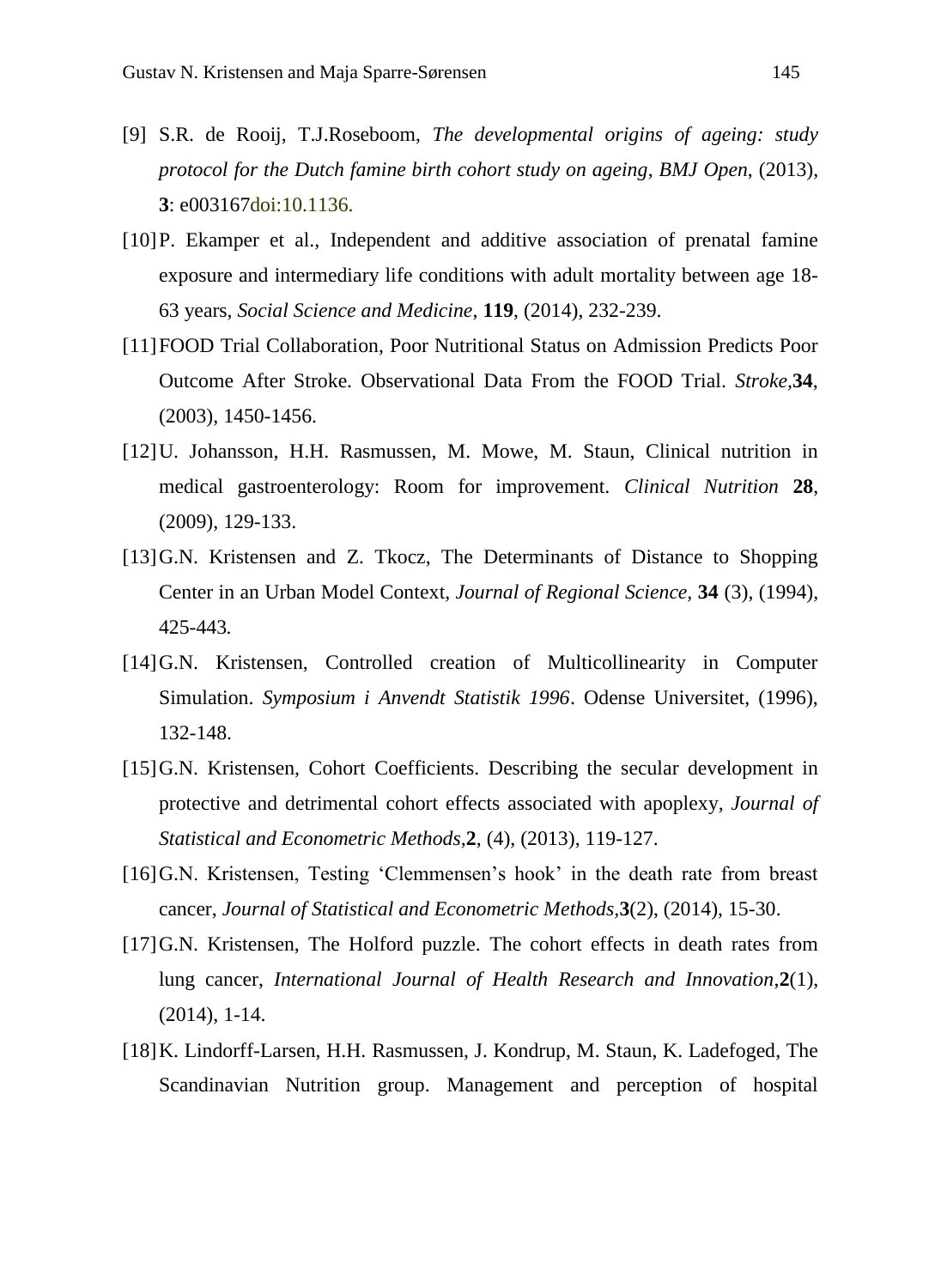[9] S.R. de Rooij, T.J.Roseboom, *The developmental origins of ageing: study protocol for the Dutch famine birth cohort study on ageing*, *BMJ Open*, (2013), **3**: e003167doi:10.1136.

[10] P. Ekamper et al., Independent and additive association of prenatal famine exposure and intermediary life conditions with adult mortality between age 18-63 years, *Social Science and Medicine*, **119**, (2014), 232-239.

[11] FOOD Trial Collaboration, Poor Nutritional Status on Admission Predicts Poor Outcome After Stroke. Observational Data From the FOOD Trial. *Stroke*,**34**, (2003), 1450-1456.

[12] U. Johansson, H.H. Rasmussen, M. Mowe, M. Staun, Clinical nutrition in medical gastroenterology: Room for improvement. *Clinical Nutrition* **28**, (2009), 129-133.

[13] G.N. Kristensen and Z. Tkocz, The Determinants of Distance to Shopping Center in an Urban Model Context, *Journal of Regional Science*, **34** (3), (1994), 425-443.

[14] G.N. Kristensen, Controlled creation of Multicollinearity in Computer Simulation. *Symposium i Anvendt Statistik 1996*. Odense Universitet, (1996), 132-148.

[15] G.N. Kristensen, Cohort Coefficients. Describing the secular development in protective and detrimental cohort effects associated with apoplexy, *Journal of Statistical and Econometric Methods*,**2**, (4), (2013), 119-127.

[16] G.N. Kristensen, Testing 'Clemmensen's hook' in the death rate from breast cancer, *Journal of Statistical and Econometric Methods*,**3**(2), (2014), 15-30.

[17] G.N. Kristensen, The Holford puzzle. The cohort effects in death rates from lung cancer, *International Journal of Health Research and Innovation*,**2**(1), (2014), 1-14.

[18] K. Lindorff-Larsen, H.H. Rasmussen, J. Kondrup, M. Staun, K. Ladefoged, The Scandinavian Nutrition group. Management and perception of hospital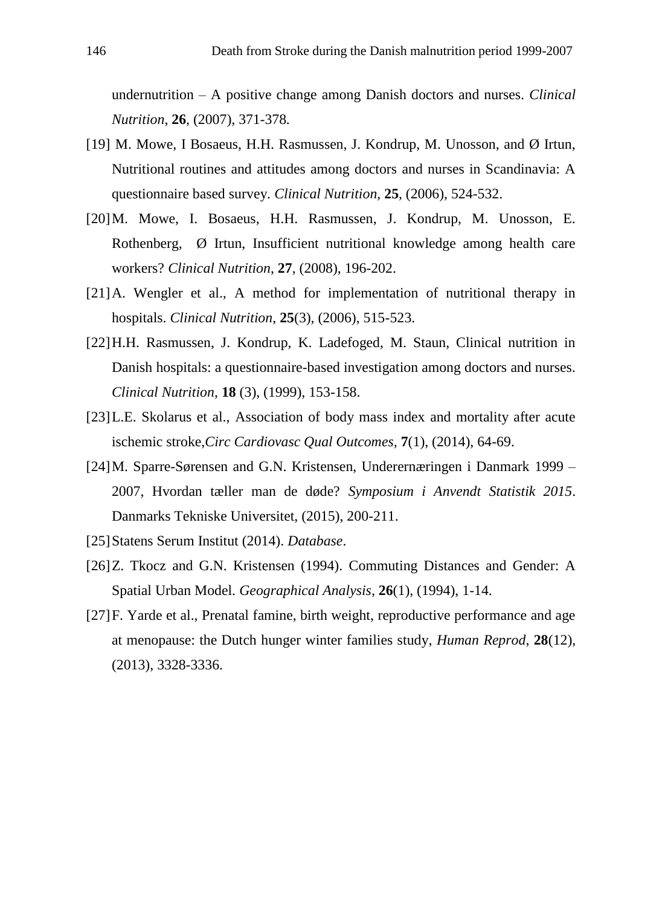undernutrition – A positive change among Danish doctors and nurses. *Clinical Nutrition*, **26**, (2007), 371-378.

[19] M. Mowe, I Bosaeus, H.H. Rasmussen, J. Kondrup, M. Unosson, and Ø Irtun, Nutritional routines and attitudes among doctors and nurses in Scandinavia: A questionnaire based survey. *Clinical Nutrition*, **25**, (2006), 524-532.

[20] M. Mowe, I. Bosaeus, H.H. Rasmussen, J. Kondrup, M. Unosson, E. Rothenberg, Ø Irtun, Insufficient nutritional knowledge among health care workers? *Clinical Nutrition*, **27**, (2008), 196-202.

[21] A. Wengler et al., A method for implementation of nutritional therapy in hospitals. *Clinical Nutrition*, **25**(3), (2006), 515-523.

[22] H.H. Rasmussen, J. Kondrup, K. Ladefoged, M. Staun, Clinical nutrition in Danish hospitals: a questionnaire-based investigation among doctors and nurses. *Clinical Nutrition*, **18** (3), (1999), 153-158.

[23] L.E. Skolarus et al., Association of body mass index and mortality after acute ischemic stroke,*Circ Cardiovasc Qual Outcomes*, **7**(1), (2014), 64-69.

[24] M. Sparre-Sørensen and G.N. Kristensen, Underernæringen i Danmark 1999 – 2007, Hvordan tæller man de døde? *Symposium i Anvendt Statistik 2015*. Danmarks Tekniske Universitet, (2015), 200-211.

[25] Statens Serum Institut (2014). *Database*.

[26] Z. Tkocz and G.N. Kristensen (1994). Commuting Distances and Gender: A Spatial Urban Model. *Geographical Analysis*, **26**(1), (1994), 1-14.

[27] F. Yarde et al., Prenatal famine, birth weight, reproductive performance and age at menopause: the Dutch hunger winter families study, *Human Reprod*, **28**(12), (2013), 3328-3336.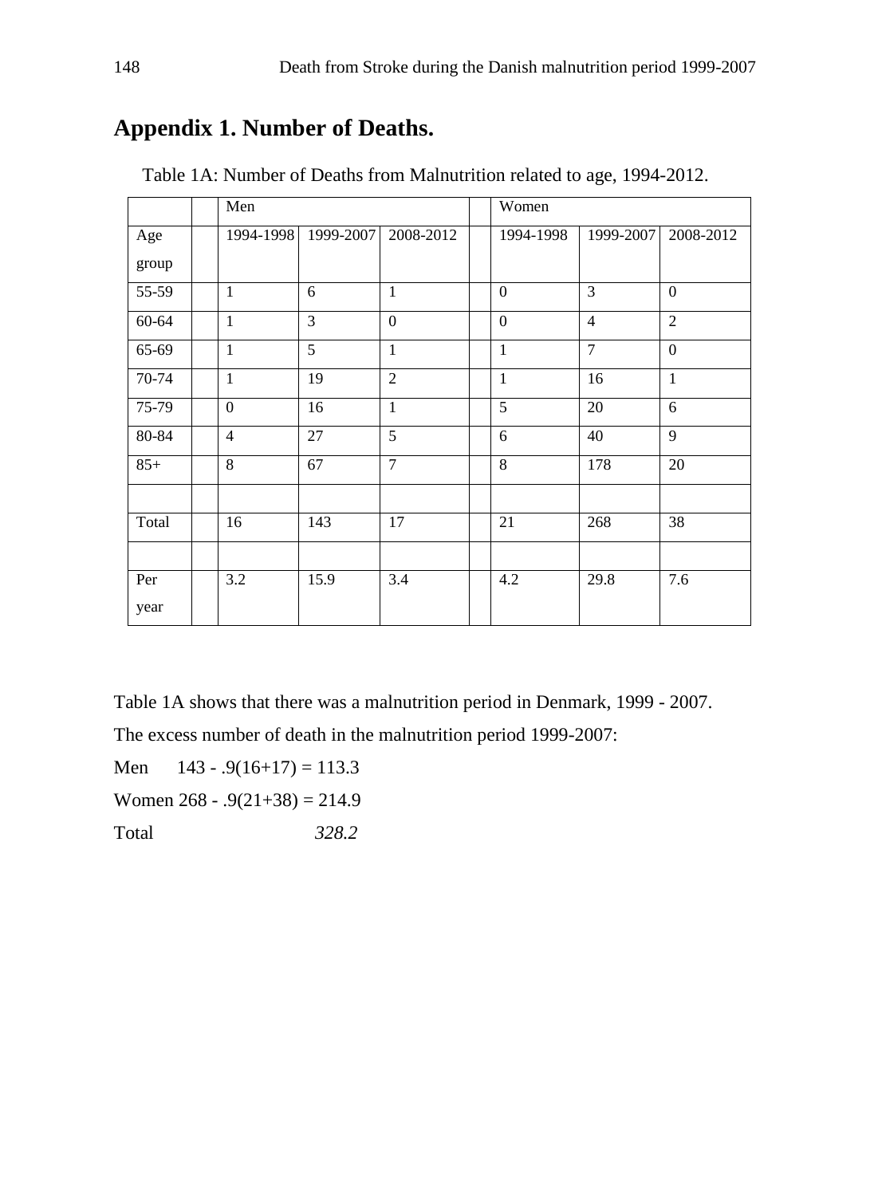# Appendix 1. Number of Deaths.

Table 1A: Number of Deaths from Malnutrition related to age, 1994-2012.

| | | Men | | | | Women | | |
|---|---|---|---|---|---|---|---|---|
| Age group | | 1994-1998 | 1999-2007 | 2008-2012 | | 1994-1998 | 1999-2007 | 2008-2012 |
| 55-59 | | 1 | 6 | 1 | | 0 | 3 | 0 |
| 60-64 | | 1 | 3 | 0 | | 0 | 4 | 2 |
| 65-69 | | 1 | 5 | 1 | | 1 | 7 | 0 |
| 70-74 | | 1 | 19 | 2 | | 1 | 16 | 1 |
| 75-79 | | 0 | 16 | 1 | | 5 | 20 | 6 |
| 80-84 | | 4 | 27 | 5 | | 6 | 40 | 9 |
| 85+ | | 8 | 67 | 7 | | 8 | 178 | 20 |
| | | | | | | | | |
| Total | | 16 | 143 | 17 | | 21 | 268 | 38 |
| | | | | | | | | |
| Per year | | 3.2 | 15.9 | 3.4 | | 4.2 | 29.8 | 7.6 |

Table 1A shows that there was a malnutrition period in Denmark, 1999 - 2007.

The excess number of death in the malnutrition period 1999-2007:

Men 143 - .9(16+17) = 113.3

Women 268 - .9(21+38) = 214.9

Total *328.2*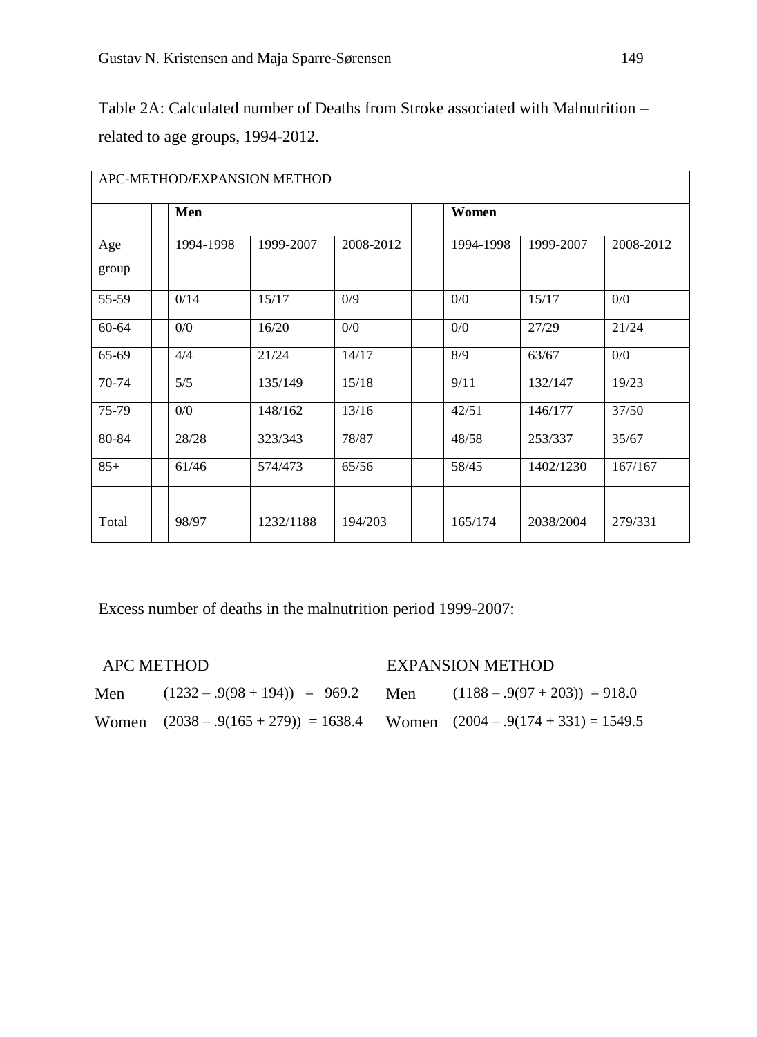Table 2A: Calculated number of Deaths from Stroke associated with Malnutrition – related to age groups, 1994-2012.

| APC-METHOD/EXPANSION METHOD | | | | | | | | |
|---|---|---|---|---|---|---|---|---|
| | | **Men** | | | | **Women** | | |
| Age group | | 1994-1998 | 1999-2007 | 2008-2012 | | 1994-1998 | 1999-2007 | 2008-2012 |
| 55-59 | | 0/14 | 15/17 | 0/9 | | 0/0 | 15/17 | 0/0 |
| 60-64 | | 0/0 | 16/20 | 0/0 | | 0/0 | 27/29 | 21/24 |
| 65-69 | | 4/4 | 21/24 | 14/17 | | 8/9 | 63/67 | 0/0 |
| 70-74 | | 5/5 | 135/149 | 15/18 | | 9/11 | 132/147 | 19/23 |
| 75-79 | | 0/0 | 148/162 | 13/16 | | 42/51 | 146/177 | 37/50 |
| 80-84 | | 28/28 | 323/343 | 78/87 | | 48/58 | 253/337 | 35/67 |
| 85+ | | 61/46 | 574/473 | 65/56 | | 58/45 | 1402/1230 | 167/167 |
| | | | | | | | | |
| Total | | 98/97 | 1232/1188 | 194/203 | | 165/174 | 2038/2004 | 279/331 |

Excess number of deaths in the malnutrition period 1999-2007:

| APC METHOD | | EXPANSION METHOD | |
|---|---|---|---|
| Men | (1232 – .9(98 + 194)) = 969.2 | Men | (1188 – .9(97 + 203)) = 918.0 |
| Women | (2038 – .9(165 + 279)) = 1638.4 | Women | (2004 – .9(174 + 331) = 1549.5 |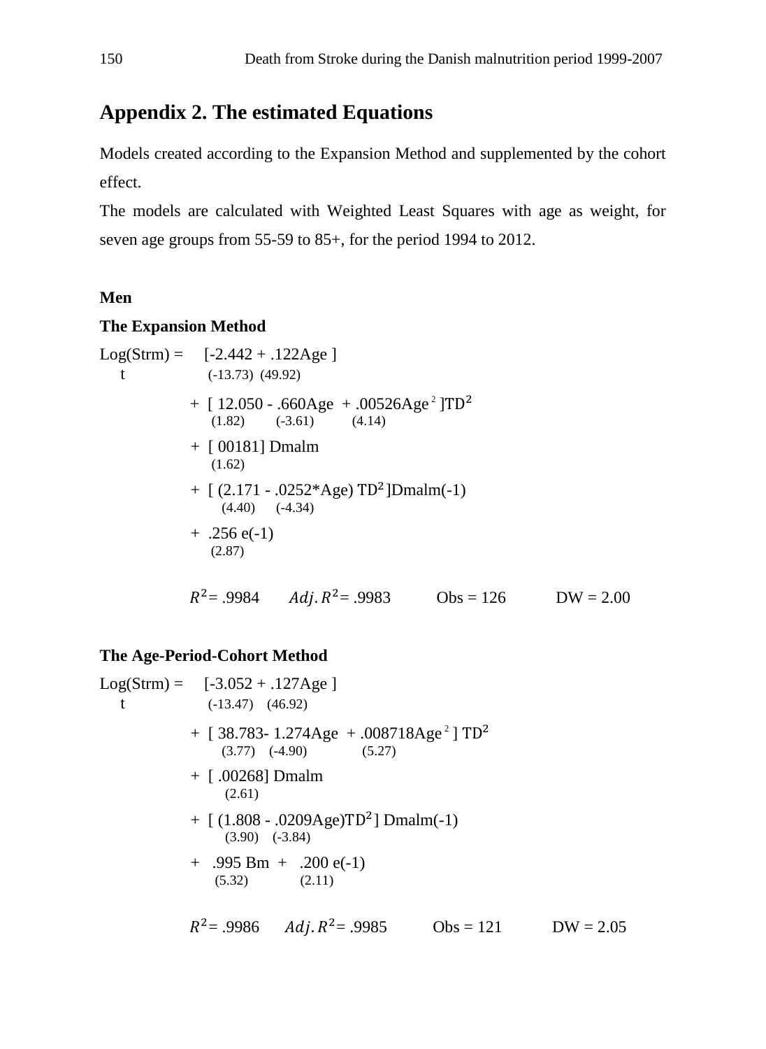## Appendix 2. The estimated Equations

Models created according to the Expansion Method and supplemented by the cohort effect.

The models are calculated with Weighted Least Squares with age as weight, for seven age groups from 55-59 to 85+, for the period 1994 to 2012.

**Men**

**The Expansion Method**

$$
\begin{aligned}
\text{Log(Strm)} = \; & [\underset{(-13.73)}{-2.442} + \underset{(49.92)}{.122}\text{Age}] \\
t \quad & \\
& + [\underset{(1.82)}{12.050} - \underset{(-3.61)}{.660}\text{Age} + \underset{(4.14)}{.00526}\text{Age}^2]\text{TD}^2 \\
& + [\underset{(1.62)}{00181}]\,\text{Dmalm} \\
& + [(\underset{(4.40)}{2.171} - \underset{(-4.34)}{.0252}{*}\text{Age})\,\text{TD}^2]\text{Dmalm(-1)} \\
& + \underset{(2.87)}{.256}\,\text{e(-1)}
\end{aligned}
$$

$R^2$= .9984 $\quad$ $Adj. R^2$= .9983 $\quad$ Obs = 126 $\quad$ DW = 2.00

**The Age-Period-Cohort Method**

$$
\begin{aligned}
\text{Log(Strm)} = \; & [\underset{(-13.47)}{-3.052} + \underset{(46.92)}{.127}\text{Age}] \\
t \quad & \\
& + [\underset{(3.77)}{38.783} - \underset{(-4.90)}{1.274}\text{Age} + \underset{(5.27)}{.008718}\text{Age}^2]\,\text{TD}^2 \\
& + [\underset{(2.61)}{.00268}]\,\text{Dmalm} \\
& + [(\underset{(3.90)}{1.808} - \underset{(-3.84)}{.0209}\text{Age})\text{TD}^2]\,\text{Dmalm(-1)} \\
& + \underset{(5.32)}{.995}\,\text{Bm} + \underset{(2.11)}{.200}\,\text{e(-1)}
\end{aligned}
$$

$R^2$= .9986 $\quad$ $Adj. R^2$= .9985 $\quad$ Obs = 121 $\quad$ DW = 2.05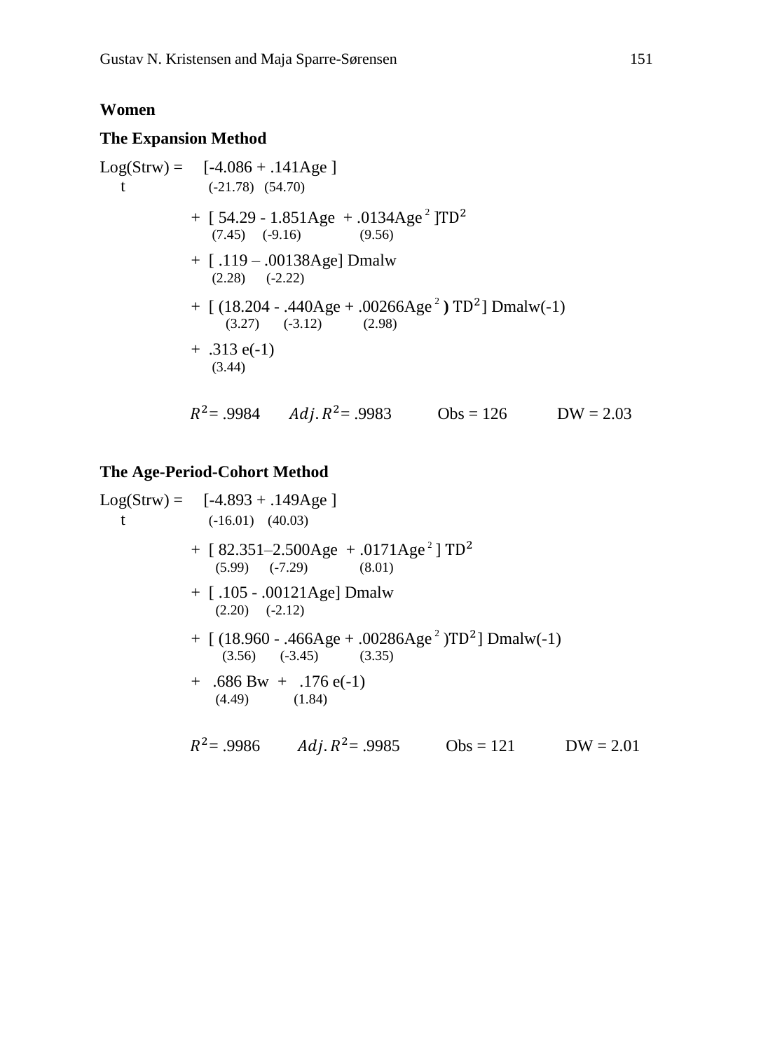**Women**

**The Expansion Method**

$$
\begin{aligned}
\text{Log(Strw)} = \; & [-4.086 + .141\text{Age}] \\
t \quad & \;\;(-21.78) \;\; (54.70) \\
& + [\,54.29 - 1.851\text{Age} + .0134\text{Age}^2\,]\text{TD}^2 \\
& \quad\;\; (7.45) \;\; (-9.16) \qquad (9.56) \\
& + [\,.119 - .00138\text{Age}]\,\text{Dmalw} \\
& \quad\;\; (2.28) \;\; (-2.22) \\
& + [\,(18.204 - .440\text{Age} + .00266\text{Age}^2)\,\text{TD}^2]\,\text{Dmalw(-1)} \\
& \quad\;\; (3.27) \;\; (-3.12) \qquad (2.98) \\
& + .313\,\text{e(-1)} \\
& \quad\;\; (3.44)
\end{aligned}
$$

$R^2$ = .9984 $\quad$ $Adj.R^2$ = .9983 $\quad$ Obs = 126 $\quad$ DW = 2.03

**The Age-Period-Cohort Method**

$$
\begin{aligned}
\text{Log(Strw)} = \; & [-4.893 + .149\text{Age}] \\
t \quad & \;\;(-16.01) \;\; (40.03) \\
& + [\,82.351 - 2.500\text{Age} + .0171\text{Age}^2\,]\,\text{TD}^2 \\
& \quad\;\; (5.99) \;\; (-7.29) \qquad (8.01) \\
& + [\,.105 - .00121\text{Age}]\,\text{Dmalw} \\
& \quad\;\; (2.20) \;\; (-2.12) \\
& + [\,(18.960 - .466\text{Age} + .00286\text{Age}^2)\text{TD}^2]\,\text{Dmalw(-1)} \\
& \quad\;\; (3.56) \;\; (-3.45) \qquad (3.35) \\
& + .686\,\text{Bw} + .176\,\text{e(-1)} \\
& \quad\;\; (4.49) \qquad (1.84)
\end{aligned}
$$

$R^2$ = .9986 $\quad$ $Adj.R^2$ = .9985 $\quad$ Obs = 121 $\quad$ DW = 2.01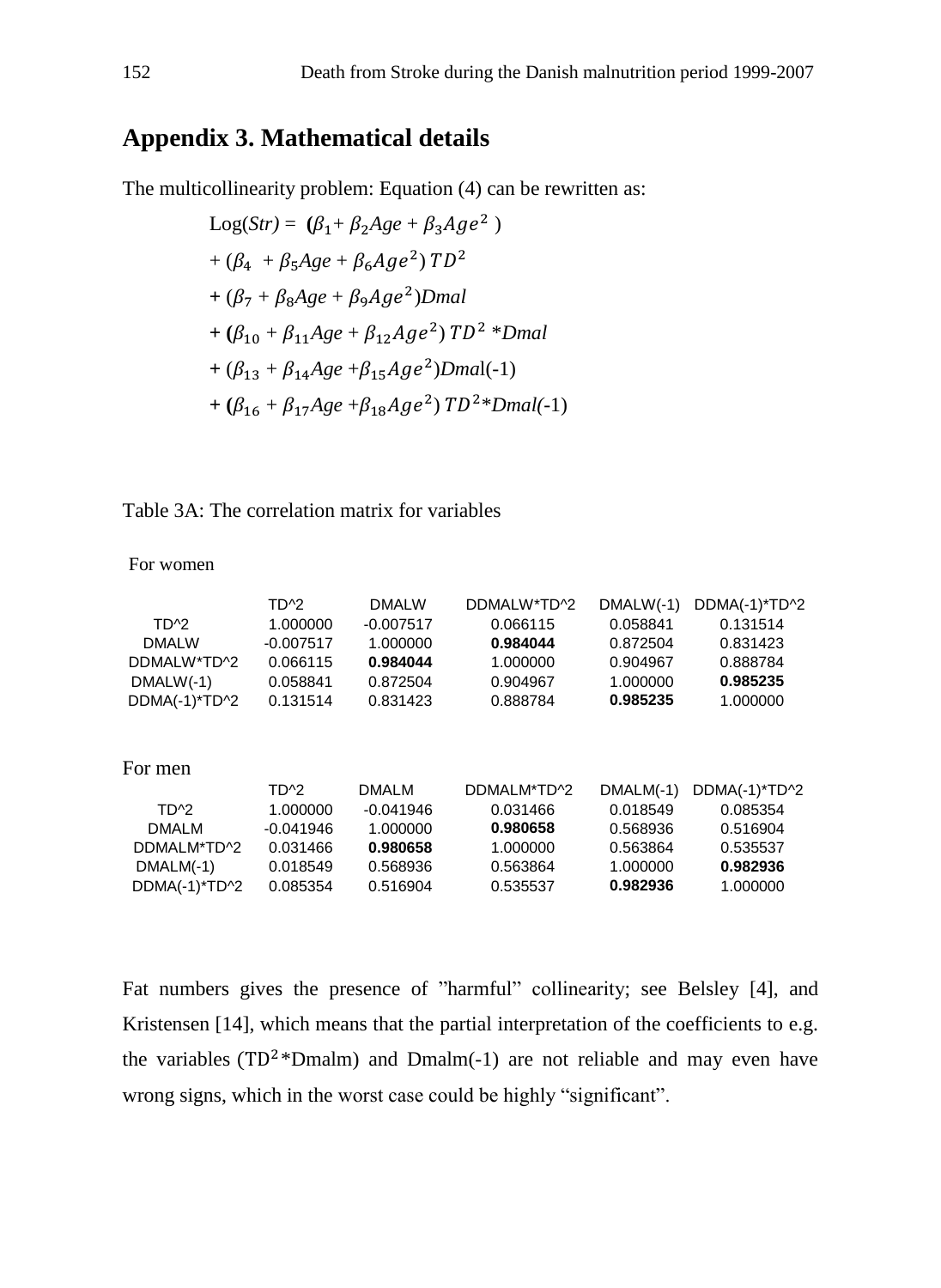## Appendix 3. Mathematical details

The multicollinearity problem: Equation (4) can be rewritten as:

$$\text{Log}(Str) = (\beta_1 + \beta_2 Age + \beta_3 Age^2)$$
$$+ (\beta_4 + \beta_5 Age + \beta_6 Age^2)\, TD^2$$
$$+ (\beta_7 + \beta_8 Age + \beta_9 Age^2) Dmal$$
$$+ (\beta_{10} + \beta_{11} Age + \beta_{12} Age^2)\, TD^2 * Dmal$$
$$+ (\beta_{13} + \beta_{14} Age + \beta_{15} Age^2) Dmal(-1)$$
$$+ (\beta_{16} + \beta_{17} Age + \beta_{18} Age^2)\, TD^2 * Dmal(-1)$$

Table 3A: The correlation matrix for variables

For women

| | TD^2 | DMALW | DDMALW*TD^2 | DMALW(-1) | DDMA(-1)*TD^2 |
|---|---|---|---|---|---|
| TD^2 | 1.000000 | -0.007517 | 0.066115 | 0.058841 | 0.131514 |
| DMALW | -0.007517 | 1.000000 | **0.984044** | 0.872504 | 0.831423 |
| DDMALW*TD^2 | 0.066115 | **0.984044** | 1.000000 | 0.904967 | 0.888784 |
| DMALW(-1) | 0.058841 | 0.872504 | 0.904967 | 1.000000 | **0.985235** |
| DDMA(-1)*TD^2 | 0.131514 | 0.831423 | 0.888784 | **0.985235** | 1.000000 |

For men

| | TD^2 | DMALM | DDMALM*TD^2 | DMALM(-1) | DDMA(-1)*TD^2 |
|---|---|---|---|---|---|
| TD^2 | 1.000000 | -0.041946 | 0.031466 | 0.018549 | 0.085354 |
| DMALM | -0.041946 | 1.000000 | **0.980658** | 0.568936 | 0.516904 |
| DDMALM*TD^2 | 0.031466 | **0.980658** | 1.000000 | 0.563864 | 0.535537 |
| DMALM(-1) | 0.018549 | 0.568936 | 0.563864 | 1.000000 | **0.982936** |
| DDMA(-1)*TD^2 | 0.085354 | 0.516904 | 0.535537 | **0.982936** | 1.000000 |

Fat numbers gives the presence of "harmful" collinearity; see Belsley [4], and Kristensen [14], which means that the partial interpretation of the coefficients to e.g. the variables ($TD^2$*Dmalm) and Dmalm(-1) are not reliable and may even have wrong signs, which in the worst case could be highly "significant".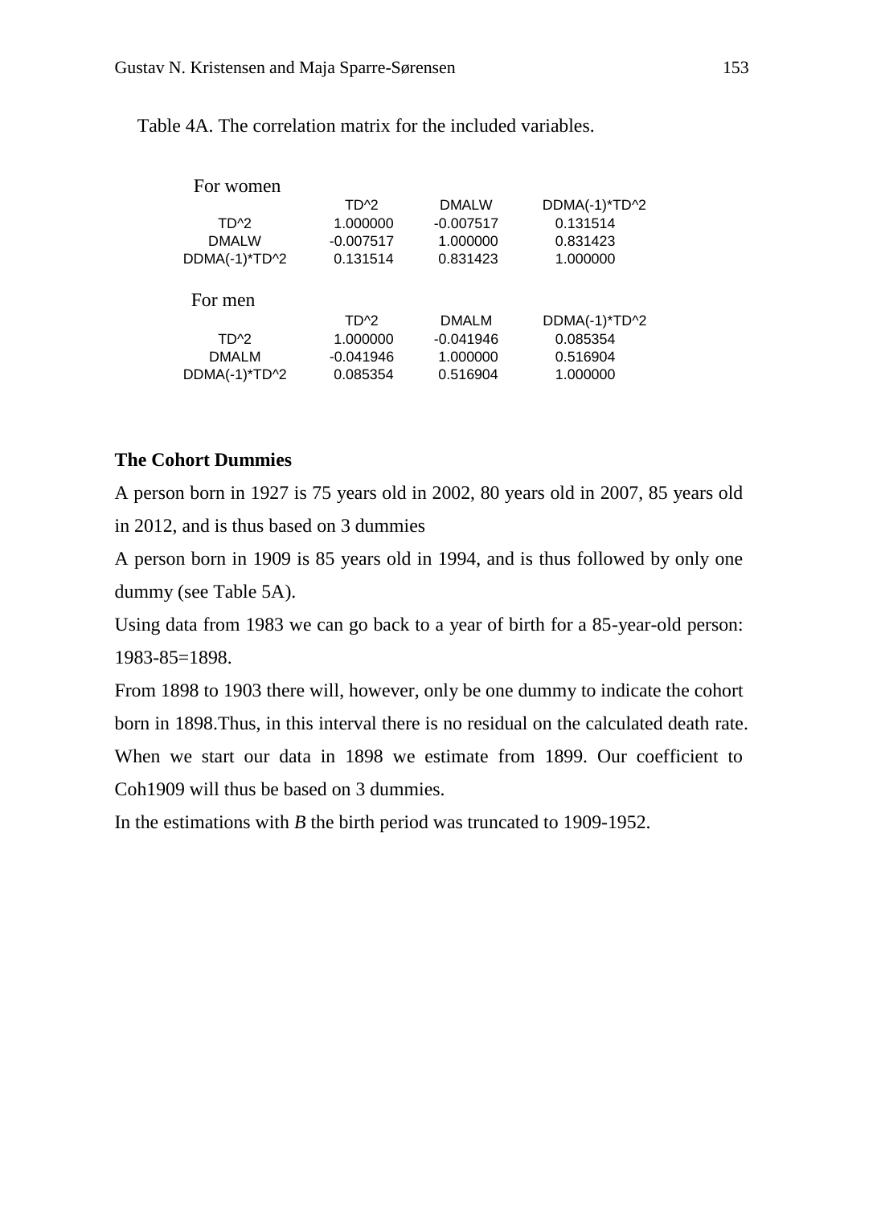Table 4A. The correlation matrix for the included variables.

For women

| | TD^2 | DMALW | DDMA(-1)*TD^2 |
|---|---|---|---|
| TD^2 | 1.000000 | -0.007517 | 0.131514 |
| DMALW | -0.007517 | 1.000000 | 0.831423 |
| DDMA(-1)*TD^2 | 0.131514 | 0.831423 | 1.000000 |

For men

| | TD^2 | DMALM | DDMA(-1)*TD^2 |
|---|---|---|---|
| TD^2 | 1.000000 | -0.041946 | 0.085354 |
| DMALM | -0.041946 | 1.000000 | 0.516904 |
| DDMA(-1)*TD^2 | 0.085354 | 0.516904 | 1.000000 |

**The Cohort Dummies**

A person born in 1927 is 75 years old in 2002, 80 years old in 2007, 85 years old in 2012, and is thus based on 3 dummies

A person born in 1909 is 85 years old in 1994, and is thus followed by only one dummy (see Table 5A).

Using data from 1983 we can go back to a year of birth for a 85-year-old person: 1983-85=1898.

From 1898 to 1903 there will, however, only be one dummy to indicate the cohort born in 1898.Thus, in this interval there is no residual on the calculated death rate. When we start our data in 1898 we estimate from 1899. Our coefficient to Coh1909 will thus be based on 3 dummies.

In the estimations with *B* the birth period was truncated to 1909-1952.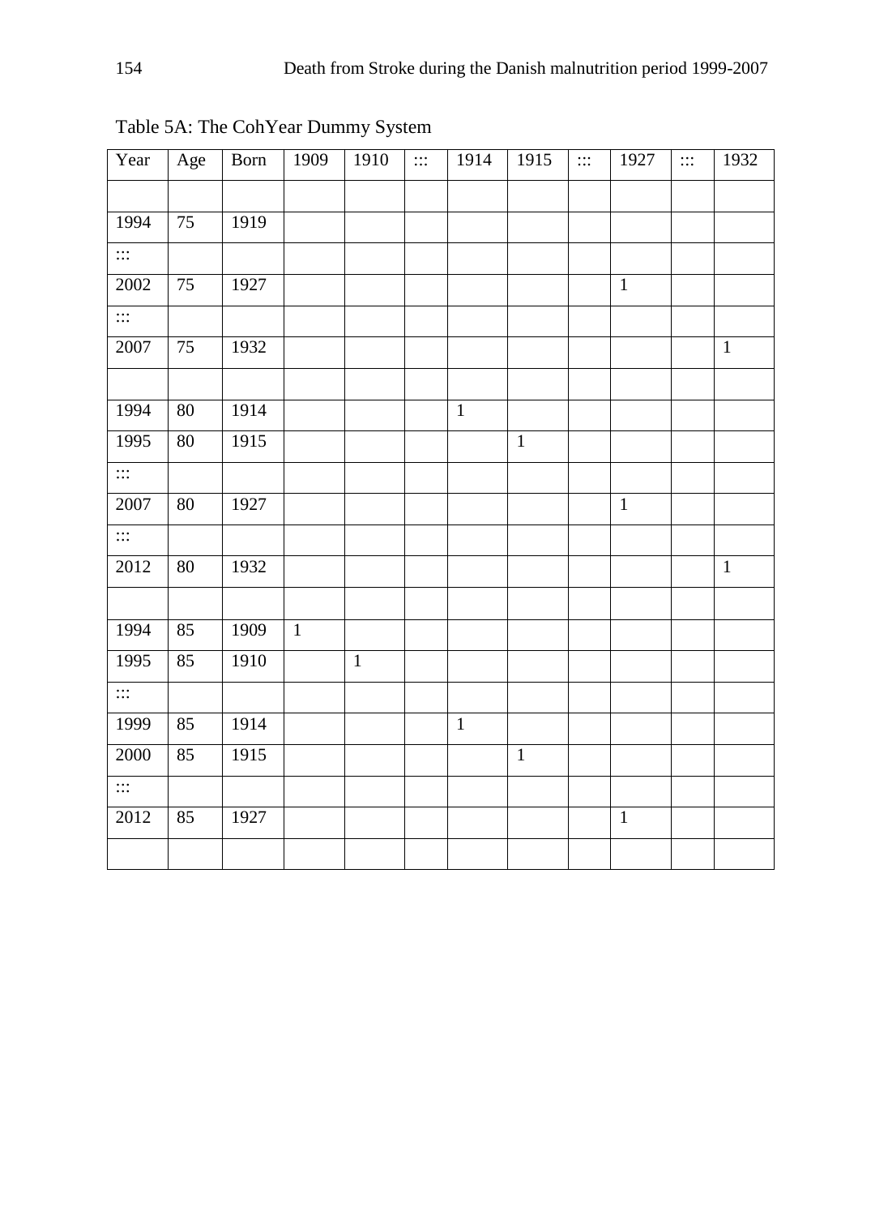Table 5A: The CohYear Dummy System

| Year | Age | Born | 1909 | 1910 | ::: | 1914 | 1915 | ::: | 1927 | ::: | 1932 |
|---|---|---|---|---|---|---|---|---|---|---|---|
| | | | | | | | | | | | |
| 1994 | 75 | 1919 | | | | | | | | | |
| ::: | | | | | | | | | | | |
| 2002 | 75 | 1927 | | | | | | | 1 | | |
| ::: | | | | | | | | | | | |
| 2007 | 75 | 1932 | | | | | | | | | 1 |
| | | | | | | | | | | | |
| 1994 | 80 | 1914 | | | | 1 | | | | | |
| 1995 | 80 | 1915 | | | | | 1 | | | | |
| ::: | | | | | | | | | | | |
| 2007 | 80 | 1927 | | | | | | | 1 | | |
| ::: | | | | | | | | | | | |
| 2012 | 80 | 1932 | | | | | | | | | 1 |
| | | | | | | | | | | | |
| 1994 | 85 | 1909 | 1 | | | | | | | | |
| 1995 | 85 | 1910 | | 1 | | | | | | | |
| ::: | | | | | | | | | | | |
| 1999 | 85 | 1914 | | | | 1 | | | | | |
| 2000 | 85 | 1915 | | | | | 1 | | | | |
| ::: | | | | | | | | | | | |
| 2012 | 85 | 1927 | | | | | | | 1 | | |
| | | | | | | | | | | | |